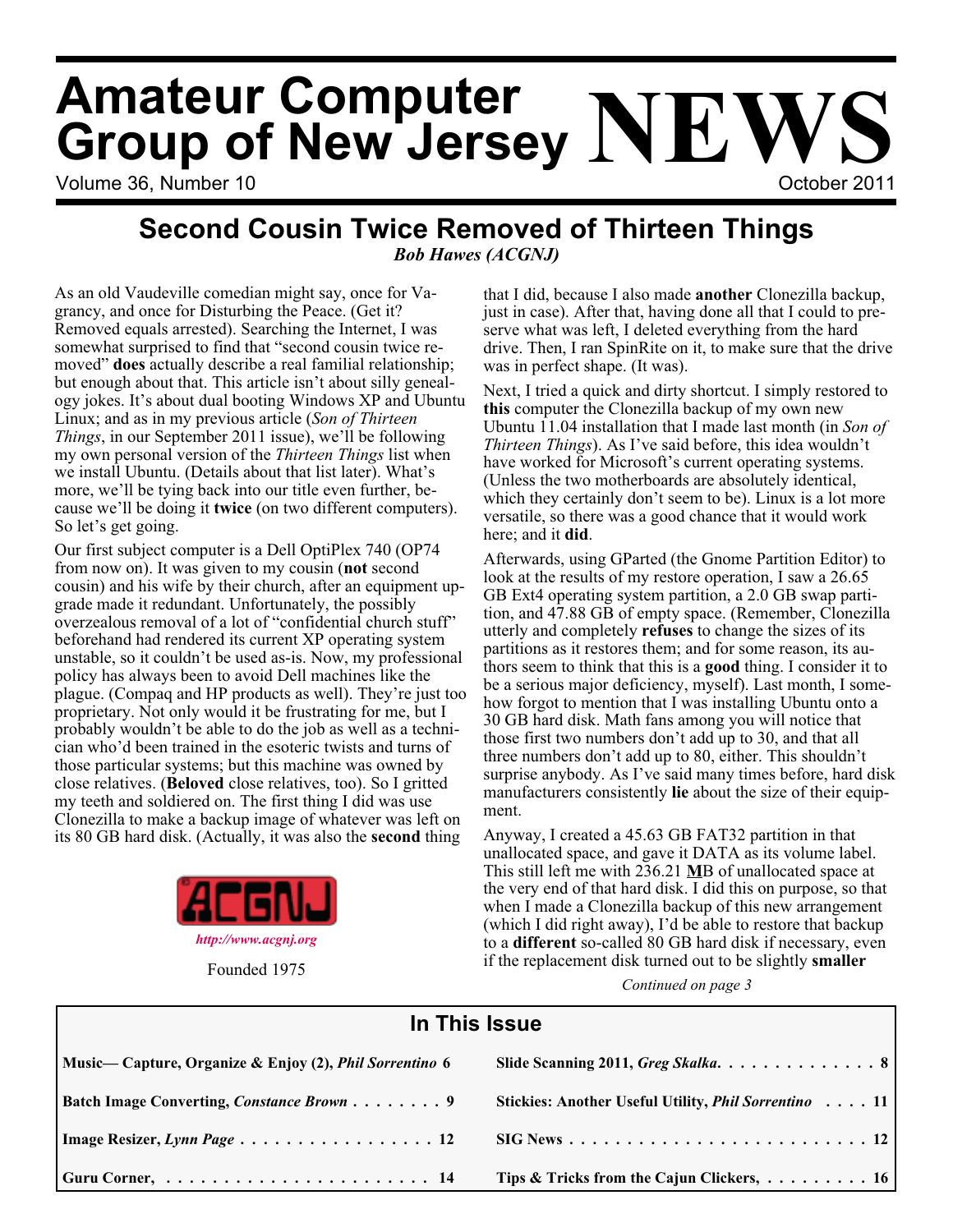# Amateur Computer Group of New Jersey NEWS

Volume 36, Number 10 October 2011

## Second Cousin Twice Removed of Thirteen Things

***Bob Hawes (ACGNJ)***

As an old Vaudeville comedian might say, once for Vagrancy, and once for Disturbing the Peace. (Get it? Removed equals arrested). Searching the Internet, I was somewhat surprised to find that "second cousin twice removed" **does** actually describe a real familial relationship; but enough about that. This article isn't about silly genealogy jokes. It's about dual booting Windows XP and Ubuntu Linux; and as in my previous article (*Son of Thirteen Things*, in our September 2011 issue), we'll be following my own personal version of the *Thirteen Things* list when we install Ubuntu. (Details about that list later). What's more, we'll be tying back into our title even further, because we'll be doing it **twice** (on two different computers). So let's get going.

Our first subject computer is a Dell OptiPlex 740 (OP74 from now on). It was given to my cousin (**not** second cousin) and his wife by their church, after an equipment upgrade made it redundant. Unfortunately, the possibly overzealous removal of a lot of "confidential church stuff" beforehand had rendered its current XP operating system unstable, so it couldn't be used as-is. Now, my professional policy has always been to avoid Dell machines like the plague. (Compaq and HP products as well). They're just too proprietary. Not only would it be frustrating for me, but I probably wouldn't be able to do the job as well as a technician who'd been trained in the esoteric twists and turns of those particular systems; but this machine was owned by close relatives. (**Beloved** close relatives, too). So I gritted my teeth and soldiered on. The first thing I did was use Clonezilla to make a backup image of whatever was left on its 80 GB hard disk. (Actually, it was also the **second** thing that I did, because I also made **another** Clonezilla backup, just in case). After that, having done all that I could to preserve what was left, I deleted everything from the hard drive. Then, I ran SpinRite on it, to make sure that the drive was in perfect shape. (It was).

Next, I tried a quick and dirty shortcut. I simply restored to **this** computer the Clonezilla backup of my own new Ubuntu 11.04 installation that I made last month (in *Son of Thirteen Things*). As I've said before, this idea wouldn't have worked for Microsoft's current operating systems. (Unless the two motherboards are absolutely identical, which they certainly don't seem to be). Linux is a lot more versatile, so there was a good chance that it would work here; and it **did**.

Afterwards, using GParted (the Gnome Partition Editor) to look at the results of my restore operation, I saw a 26.65 GB Ext4 operating system partition, a 2.0 GB swap partition, and 47.88 GB of empty space. (Remember, Clonezilla utterly and completely **refuses** to change the sizes of its partitions as it restores them; and for some reason, its authors seem to think that this is a **good** thing. I consider it to be a serious major deficiency, myself). Last month, I somehow forgot to mention that I was installing Ubuntu onto a 30 GB hard disk. Math fans among you will notice that those first two numbers don't add up to 30, and that all three numbers don't add up to 80, either. This shouldn't surprise anybody. As I've said many times before, hard disk manufacturers consistently **lie** about the size of their equipment.

Anyway, I created a 45.63 GB FAT32 partition in that unallocated space, and gave it DATA as its volume label. This still left me with 236.21 **M**B of unallocated space at the very end of that hard disk. I did this on purpose, so that when I made a Clonezilla backup of this new arrangement (which I did right away), I'd be able to restore that backup to a **different** so-called 80 GB hard disk if necessary, even if the replacement disk turned out to be slightly **smaller**

*Continued on page 3*

ACGNJ

*http://www.acgnj.org*

Founded 1975

## In This Issue

| | |
|---|---|
| **Music— Capture, Organize & Enjoy (2), *Phil Sorrentino* 6** | **Slide Scanning 2011, *Greg Skalka* 8** |
| **Batch Image Converting, *Constance Brown* 9** | **Stickies: Another Useful Utility, *Phil Sorrentino* 11** |
| **Image Resizer, *Lynn Page* 12** | **SIG News 12** |
| **Guru Corner, 14** | **Tips & Tricks from the Cajun Clickers, 16** |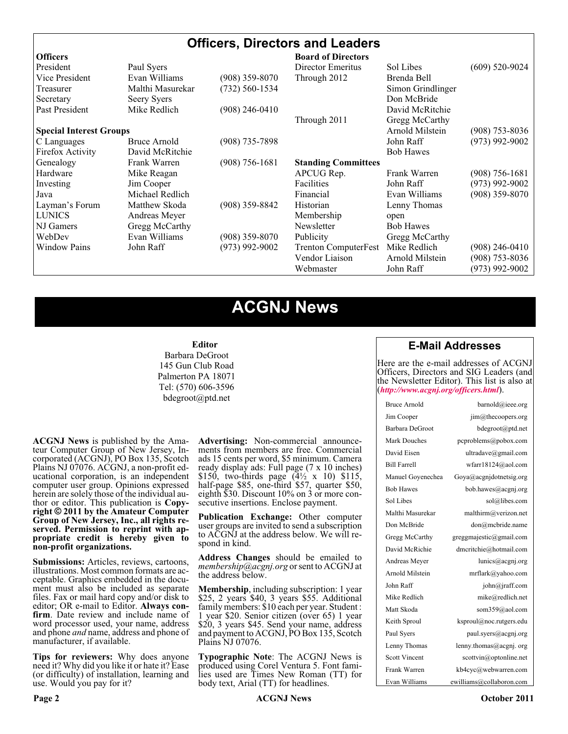# Officers, Directors and Leaders

| Officers | | | Board of Directors | | |
|---|---|---|---|---|---|
| President | Paul Syers | | Director Emeritus | Sol Libes | (609) 520-9024 |
| Vice President | Evan Williams | (908) 359-8070 | Through 2012 | Brenda Bell | |
| Treasurer | Malthi Masurekar | (732) 560-1534 | | Simon Grindlinger | |
| Secretary | Seery Syers | | | Don McBride | |
| Past President | Mike Redlich | (908) 246-0410 | | David McRitchie | |
| | | | Through 2011 | Gregg McCarthy | |
| **Special Interest Groups** | | | | Arnold Milstein | (908) 753-8036 |
| C Languages | Bruce Arnold | (908) 735-7898 | | John Raff | (973) 992-9002 |
| Firefox Activity | David McRitchie | | | Bob Hawes | |
| Genealogy | Frank Warren | (908) 756-1681 | **Standing Committees** | | |
| Hardware | Mike Reagan | | APCUG Rep. | Frank Warren | (908) 756-1681 |
| Investing | Jim Cooper | | Facilities | John Raff | (973) 992-9002 |
| Java | Michael Redlich | | Financial | Evan Williams | (908) 359-8070 |
| Layman's Forum | Matthew Skoda | (908) 359-8842 | Historian | Lenny Thomas | |
| LUNICS | Andreas Meyer | | Membership | open | |
| NJ Gamers | Gregg McCarthy | | Newsletter | Bob Hawes | |
| WebDev | Evan Williams | (908) 359-8070 | Publicity | Gregg McCarthy | |
| Window Pains | John Raff | (973) 992-9002 | Trenton ComputerFest | Mike Redlich | (908) 246-0410 |
| | | | Vendor Liaison | Arnold Milstein | (908) 753-8036 |
| | | | Webmaster | John Raff | (973) 992-9002 |

# ACGNJ News

**Editor**
Barbara DeGroot
145 Gun Club Road
Palmerton PA 18071
Tel: (570) 606-3596
bdegroot@ptd.net

**ACGNJ News** is published by the Amateur Computer Group of New Jersey, Incorporated (ACGNJ), PO Box 135, Scotch Plains NJ 07076. ACGNJ, a non-profit educational corporation, is an independent computer user group. Opinions expressed herein are solely those of the individual author or editor. This publication is **Copyright © 2011 by the Amateur Computer Group of New Jersey, Inc., all rights reserved. Permission to reprint with appropriate credit is hereby given to non-profit organizations.**

**Submissions:** Articles, reviews, cartoons, illustrations. Most common formats are acceptable. Graphics embedded in the document must also be included as separate files. Fax or mail hard copy and/or disk to editor; OR e-mail to Editor. **Always confirm**. Date review and include name of word processor used, your name, address and phone *and* name, address and phone of manufacturer, if available.

**Tips for reviewers:** Why does anyone need it? Why did you like it or hate it? Ease (or difficulty) of installation, learning and use. Would you pay for it?

**Advertising:** Non-commercial announcements from members are free. Commercial ads 15 cents per word, $5 minimum. Camera ready display ads: Full page (7 x 10 inches) $150, two-thirds page (4½ x 10) $115, half-page $85, one-third $57, quarter $50, eighth $30. Discount 10% on 3 or more consecutive insertions. Enclose payment.

**Publication Exchange:** Other computer user groups are invited to send a subscription to ACGNJ at the address below. We will respond in kind.

**Address Changes** should be emailed to *membership@acgnj.org* or sent to ACGNJ at the address below.

**Membership**, including subscription: 1 year $25, 2 years $40, 3 years $55. Additional family members: $10 each per year. Student : 1 year $20. Senior citizen (over 65) 1 year $20, 3 years $45. Send your name, address and payment to ACGNJ, PO Box 135, Scotch Plains NJ 07076.

**Typographic Note**: The ACGNJ News is produced using Corel Ventura 5. Font families used are Times New Roman (TT) for body text, Arial (TT) for headlines.

## E-Mail Addresses

Here are the e-mail addresses of ACGNJ Officers, Directors and SIG Leaders (and the Newsletter Editor). This list is also at (***http://www.acgnj.org/officers.html***).

| | |
|---|---|
| Bruce Arnold | barnold@ieee.org |
| Jim Cooper | jim@thecoopers.org |
| Barbara DeGroot | bdegroot@ptd.net |
| Mark Douches | pcproblems@pobox.com |
| David Eisen | ultradave@gmail.com |
| Bill Farrell | wfarr18124@aol.com |
| Manuel Goyenechea | Goya@acgnjdotnetsig.org |
| Bob Hawes | bob.hawes@acgnj.org |
| Sol Libes | sol@libes.com |
| Malthi Masurekar | malthirm@verizon.net |
| Don McBride | don@mcbride.name |
| Gregg McCarthy | greggmajestic@gmail.com |
| David McRichie | dmcritchie@hotmail.com |
| Andreas Meyer | lunics@acgnj.org |
| Arnold Milstein | mrflark@yahoo.com |
| John Raff | john@jraff.com |
| Mike Redlich | mike@redlich.net |
| Matt Skoda | som359@aol.com |
| Keith Sproul | ksproul@noc.rutgers.edu |
| Paul Syers | paul.syers@acgnj.org |
| Lenny Thomas | lenny.thomas@acgnj. org |
| Scott Vincent | scottvin@optonline.net |
| Frank Warren | kb4cyc@webwarren.com |
| Evan Williams | ewilliams@collaboron.com |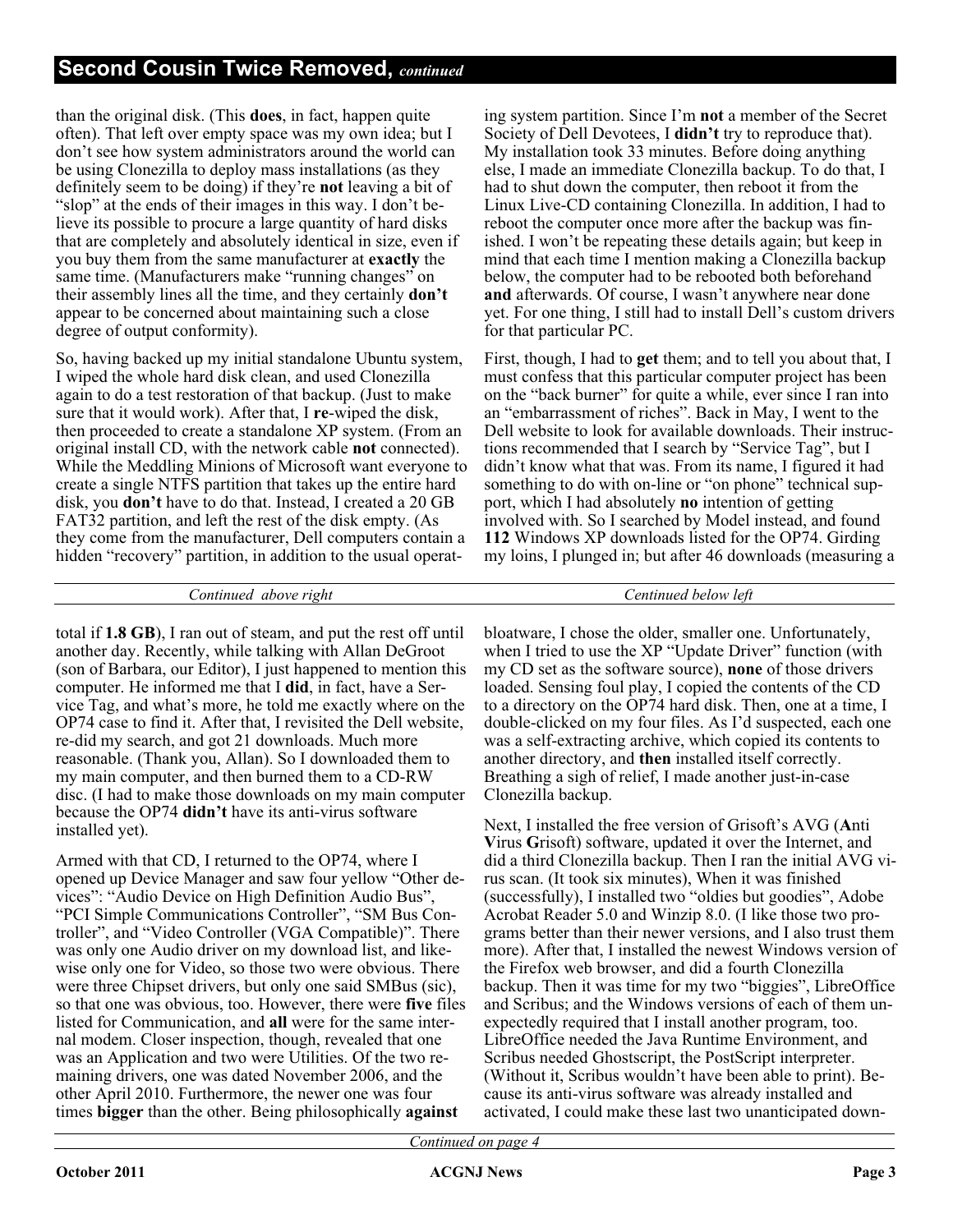## Second Cousin Twice Removed, *continued*

than the original disk. (This **does**, in fact, happen quite often). That left over empty space was my own idea; but I don't see how system administrators around the world can be using Clonezilla to deploy mass installations (as they definitely seem to be doing) if they're **not** leaving a bit of "slop" at the ends of their images in this way. I don't believe its possible to procure a large quantity of hard disks that are completely and absolutely identical in size, even if you buy them from the same manufacturer at **exactly** the same time. (Manufacturers make "running changes" on their assembly lines all the time, and they certainly **don't** appear to be concerned about maintaining such a close degree of output conformity).

So, having backed up my initial standalone Ubuntu system, I wiped the whole hard disk clean, and used Clonezilla again to do a test restoration of that backup. (Just to make sure that it would work). After that, I **re**-wiped the disk, then proceeded to create a standalone XP system. (From an original install CD, with the network cable **not** connected). While the Meddling Minions of Microsoft want everyone to create a single NTFS partition that takes up the entire hard disk, you **don't** have to do that. Instead, I created a 20 GB FAT32 partition, and left the rest of the disk empty. (As they come from the manufacturer, Dell computers contain a hidden "recovery" partition, in addition to the usual operating system partition. Since I'm **not** a member of the Secret Society of Dell Devotees, I **didn't** try to reproduce that). My installation took 33 minutes. Before doing anything else, I made an immediate Clonezilla backup. To do that, I had to shut down the computer, then reboot it from the Linux Live-CD containing Clonezilla. In addition, I had to reboot the computer once more after the backup was finished. I won't be repeating these details again; but keep in mind that each time I mention making a Clonezilla backup below, the computer had to be rebooted both beforehand **and** afterwards. Of course, I wasn't anywhere near done yet. For one thing, I still had to install Dell's custom drivers for that particular PC.

First, though, I had to **get** them; and to tell you about that, I must confess that this particular computer project has been on the "back burner" for quite a while, ever since I ran into an "embarrassment of riches". Back in May, I went to the Dell website to look for available downloads. Their instructions recommended that I search by "Service Tag", but I didn't know what that was. From its name, I figured it had something to do with on-line or "on phone" technical support, which I had absolutely **no** intention of getting involved with. So I searched by Model instead, and found **112** Windows XP downloads listed for the OP74. Girding my loins, I plunged in; but after 46 downloads (measuring a total if **1.8 GB**), I ran out of steam, and put the rest off until another day. Recently, while talking with Allan DeGroot (son of Barbara, our Editor), I just happened to mention this computer. He informed me that I **did**, in fact, have a Service Tag, and what's more, he told me exactly where on the OP74 case to find it. After that, I revisited the Dell website, re-did my search, and got 21 downloads. Much more reasonable. (Thank you, Allan). So I downloaded them to my main computer, and then burned them to a CD-RW disc. (I had to make those downloads on my main computer because the OP74 **didn't** have its anti-virus software installed yet).

Armed with that CD, I returned to the OP74, where I opened up Device Manager and saw four yellow "Other devices": "Audio Device on High Definition Audio Bus", "PCI Simple Communications Controller", "SM Bus Controller", and "Video Controller (VGA Compatible)". There was only one Audio driver on my download list, and likewise only one for Video, so those two were obvious. There were three Chipset drivers, but only one said SMBus (sic), so that one was obvious, too. However, there were **five** files listed for Communication, and **all** were for the same internal modem. Closer inspection, though, revealed that one was an Application and two were Utilities. Of the two remaining drivers, one was dated November 2006, and the other April 2010. Furthermore, the newer one was four times **bigger** than the other. Being philosophically **against** bloatware, I chose the older, smaller one. Unfortunately, when I tried to use the XP "Update Driver" function (with my CD set as the software source), **none** of those drivers loaded. Sensing foul play, I copied the contents of the CD to a directory on the OP74 hard disk. Then, one at a time, I double-clicked on my four files. As I'd suspected, each one was a self-extracting archive, which copied its contents to another directory, and **then** installed itself correctly. Breathing a sigh of relief, I made another just-in-case Clonezilla backup.

Next, I installed the free version of Grisoft's AVG (**A**nti **V**irus **G**risoft) software, updated it over the Internet, and did a third Clonezilla backup. Then I ran the initial AVG virus scan. (It took six minutes), When it was finished (successfully), I installed two "oldies but goodies", Adobe Acrobat Reader 5.0 and Winzip 8.0. (I like those two programs better than their newer versions, and I also trust them more). After that, I installed the newest Windows version of the Firefox web browser, and did a fourth Clonezilla backup. Then it was time for my two "biggies", LibreOffice and Scribus; and the Windows versions of each of them unexpectedly required that I install another program, too. LibreOffice needed the Java Runtime Environment, and Scribus needed Ghostscript, the PostScript interpreter. (Without it, Scribus wouldn't have been able to print). Because its anti-virus software was already installed and activated, I could make these last two unanticipated down-

*Continued on page 4*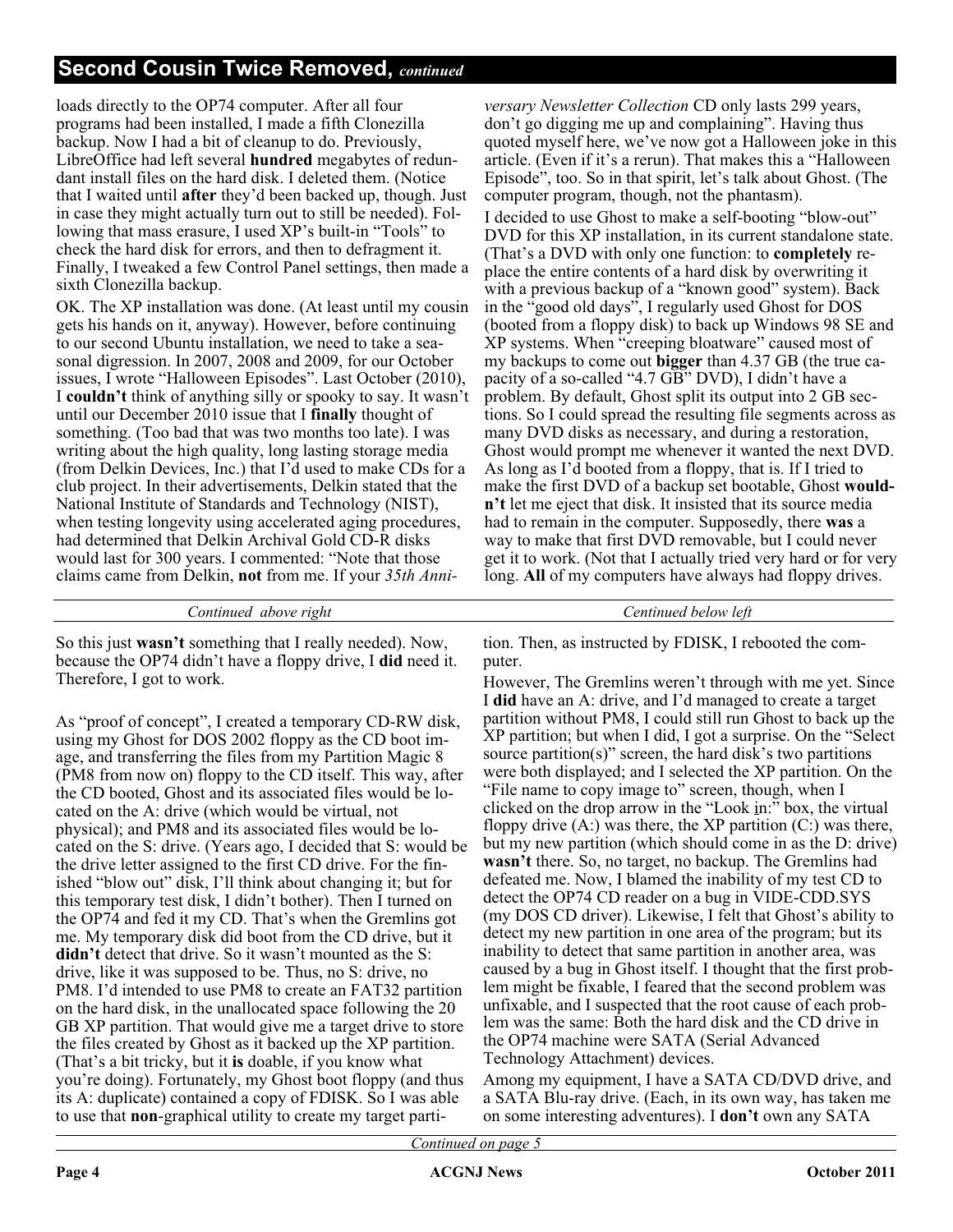## Second Cousin Twice Removed, *continued*

loads directly to the OP74 computer. After all four programs had been installed, I made a fifth Clonezilla backup. Now I had a bit of cleanup to do. Previously, LibreOffice had left several **hundred** megabytes of redundant install files on the hard disk. I deleted them. (Notice that I waited until **after** they'd been backed up, though. Just in case they might actually turn out to still be needed). Following that mass erasure, I used XP's built-in "Tools" to check the hard disk for errors, and then to defragment it. Finally, I tweaked a few Control Panel settings, then made a sixth Clonezilla backup.

OK. The XP installation was done. (At least until my cousin gets his hands on it, anyway). However, before continuing to our second Ubuntu installation, we need to take a seasonal digression. In 2007, 2008 and 2009, for our October issues, I wrote "Halloween Episodes". Last October (2010), I **couldn't** think of anything silly or spooky to say. It wasn't until our December 2010 issue that I **finally** thought of something. (Too bad that was two months too late). I was writing about the high quality, long lasting storage media (from Delkin Devices, Inc.) that I'd used to make CDs for a club project. In their advertisements, Delkin stated that the National Institute of Standards and Technology (NIST), when testing longevity using accelerated aging procedures, had determined that Delkin Archival Gold CD-R disks would last for 300 years. I commented: "Note that those claims came from Delkin, **not** from me. If your *35th Anniversary Newsletter Collection* CD only lasts 299 years, don't go digging me up and complaining". Having thus quoted myself here, we've now got a Halloween joke in this article. (Even if it's a rerun). That makes this a "Halloween Episode", too. So in that spirit, let's talk about Ghost. (The computer program, though, not the phantasm).

I decided to use Ghost to make a self-booting "blow-out" DVD for this XP installation, in its current standalone state. (That's a DVD with only one function: to **completely** replace the entire contents of a hard disk by overwriting it with a previous backup of a "known good" system). Back in the "good old days", I regularly used Ghost for DOS (booted from a floppy disk) to back up Windows 98 SE and XP systems. When "creeping bloatware" caused most of my backups to come out **bigger** than 4.37 GB (the true capacity of a so-called "4.7 GB" DVD), I didn't have a problem. By default, Ghost split its output into 2 GB sections. So I could spread the resulting file segments across as many DVD disks as necessary, and during a restoration, Ghost would prompt me whenever it wanted the next DVD. As long as I'd booted from a floppy, that is. If I tried to make the first DVD of a backup set bootable, Ghost **wouldn't** let me eject that disk. It insisted that its source media had to remain in the computer. Supposedly, there **was** a way to make that first DVD removable, but I could never get it to work. (Not that I actually tried very hard or for very long. **All** of my computers have always had floppy drives. So this just **wasn't** something that I really needed). Now, because the OP74 didn't have a floppy drive, I **did** need it. Therefore, I got to work.

As "proof of concept", I created a temporary CD-RW disk, using my Ghost for DOS 2002 floppy as the CD boot image, and transferring the files from my Partition Magic 8 (PM8 from now on) floppy to the CD itself. This way, after the CD booted, Ghost and its associated files would be located on the A: drive (which would be virtual, not physical); and PM8 and its associated files would be located on the S: drive. (Years ago, I decided that S: would be the drive letter assigned to the first CD drive. For the finished "blow out" disk, I'll think about changing it; but for this temporary test disk, I didn't bother). Then I turned on the OP74 and fed it my CD. That's when the Gremlins got me. My temporary disk did boot from the CD drive, but it **didn't** detect that drive. So it wasn't mounted as the S: drive, like it was supposed to be. Thus, no S: drive, no PM8. I'd intended to use PM8 to create an FAT32 partition on the hard disk, in the unallocated space following the 20 GB XP partition. That would give me a target drive to store the files created by Ghost as it backed up the XP partition. (That's a bit tricky, but it **is** doable, if you know what you're doing). Fortunately, my Ghost boot floppy (and thus its A: duplicate) contained a copy of FDISK. So I was able to use that **non**-graphical utility to create my target partition. Then, as instructed by FDISK, I rebooted the computer.

However, The Gremlins weren't through with me yet. Since I **did** have an A: drive, and I'd managed to create a target partition without PM8, I could still run Ghost to back up the XP partition; but when I did, I got a surprise. On the "Select source partition(s)" screen, the hard disk's two partitions were both displayed; and I selected the XP partition. On the "File name to copy image to" screen, though, when I clicked on the drop arrow in the "Look in:" box, the virtual floppy drive (A:) was there, the XP partition (C:) was there, but my new partition (which should come in as the D: drive) **wasn't** there. So, no target, no backup. The Gremlins had defeated me. Now, I blamed the inability of my test CD to detect the OP74 CD reader on a bug in VIDE-CDD.SYS (my DOS CD driver). Likewise, I felt that Ghost's ability to detect my new partition in one area of the program; but its inability to detect that same partition in another area, was caused by a bug in Ghost itself. I thought that the first problem might be fixable, I feared that the second problem was unfixable, and I suspected that the root cause of each problem was the same: Both the hard disk and the CD drive in the OP74 machine were SATA (Serial Advanced Technology Attachment) devices.

Among my equipment, I have a SATA CD/DVD drive, and a SATA Blu-ray drive. (Each, in its own way, has taken me on some interesting adventures). I **don't** own any SATA

*Continued on page 5*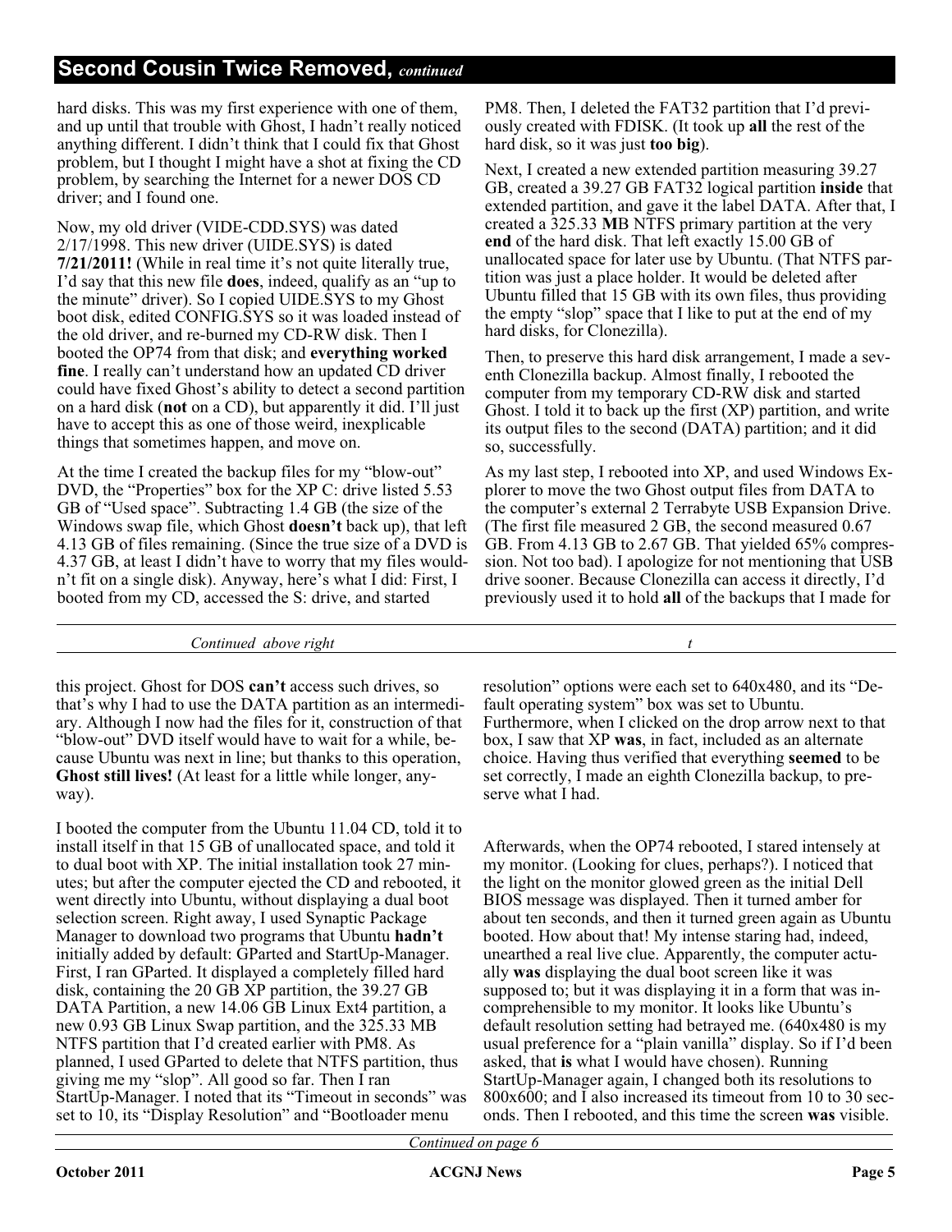## Second Cousin Twice Removed, *continued*

hard disks. This was my first experience with one of them, and up until that trouble with Ghost, I hadn't really noticed anything different. I didn't think that I could fix that Ghost problem, but I thought I might have a shot at fixing the CD problem, by searching the Internet for a newer DOS CD driver; and I found one.

Now, my old driver (VIDE-CDD.SYS) was dated 2/17/1998. This new driver (UIDE.SYS) is dated **7/21/2011!** (While in real time it's not quite literally true, I'd say that this new file **does**, indeed, qualify as an "up to the minute" driver). So I copied UIDE.SYS to my Ghost boot disk, edited CONFIG.SYS so it was loaded instead of the old driver, and re-burned my CD-RW disk. Then I booted the OP74 from that disk; and **everything worked fine**. I really can't understand how an updated CD driver could have fixed Ghost's ability to detect a second partition on a hard disk (**not** on a CD), but apparently it did. I'll just have to accept this as one of those weird, inexplicable things that sometimes happen, and move on.

At the time I created the backup files for my "blow-out" DVD, the "Properties" box for the XP C: drive listed 5.53 GB of "Used space". Subtracting 1.4 GB (the size of the Windows swap file, which Ghost **doesn't** back up), that left 4.13 GB of files remaining. (Since the true size of a DVD is 4.37 GB, at least I didn't have to worry that my files wouldn't fit on a single disk). Anyway, here's what I did: First, I booted from my CD, accessed the S: drive, and started PM8. Then, I deleted the FAT32 partition that I'd previously created with FDISK. (It took up **all** the rest of the hard disk, so it was just **too big**).

Next, I created a new extended partition measuring 39.27 GB, created a 39.27 GB FAT32 logical partition **inside** that extended partition, and gave it the label DATA. After that, I created a 325.33 **M**B NTFS primary partition at the very **end** of the hard disk. That left exactly 15.00 GB of unallocated space for later use by Ubuntu. (That NTFS partition was just a place holder. It would be deleted after Ubuntu filled that 15 GB with its own files, thus providing the empty "slop" space that I like to put at the end of my hard disks, for Clonezilla).

Then, to preserve this hard disk arrangement, I made a seventh Clonezilla backup. Almost finally, I rebooted the computer from my temporary CD-RW disk and started Ghost. I told it to back up the first (XP) partition, and write its output files to the second (DATA) partition; and it did so, successfully.

As my last step, I rebooted into XP, and used Windows Explorer to move the two Ghost output files from DATA to the computer's external 2 Terrabyte USB Expansion Drive. (The first file measured 2 GB, the second measured 0.67 GB. From 4.13 GB to 2.67 GB. That yielded 65% compression. Not too bad). I apologize for not mentioning that USB drive sooner. Because Clonezilla can access it directly, I'd previously used it to hold **all** of the backups that I made for this project. Ghost for DOS **can't** access such drives, so that's why I had to use the DATA partition as an intermediary. Although I now had the files for it, construction of that "blow-out" DVD itself would have to wait for a while, because Ubuntu was next in line; but thanks to this operation, **Ghost still lives!** (At least for a little while longer, anyway).

I booted the computer from the Ubuntu 11.04 CD, told it to install itself in that 15 GB of unallocated space, and told it to dual boot with XP. The initial installation took 27 minutes; but after the computer ejected the CD and rebooted, it went directly into Ubuntu, without displaying a dual boot selection screen. Right away, I used Synaptic Package Manager to download two programs that Ubuntu **hadn't** initially added by default: GParted and StartUp-Manager. First, I ran GParted. It displayed a completely filled hard disk, containing the 20 GB XP partition, the 39.27 GB DATA Partition, a new 14.06 GB Linux Ext4 partition, a new 0.93 GB Linux Swap partition, and the 325.33 MB NTFS partition that I'd created earlier with PM8. As planned, I used GParted to delete that NTFS partition, thus giving me my "slop". All good so far. Then I ran StartUp-Manager. I noted that its "Timeout in seconds" was set to 10, its "Display Resolution" and "Bootloader menu resolution" options were each set to 640x480, and its "Default operating system" box was set to Ubuntu. Furthermore, when I clicked on the drop arrow next to that box, I saw that XP **was**, in fact, included as an alternate choice. Having thus verified that everything **seemed** to be set correctly, I made an eighth Clonezilla backup, to preserve what I had.

Afterwards, when the OP74 rebooted, I stared intensely at my monitor. (Looking for clues, perhaps?). I noticed that the light on the monitor glowed green as the initial Dell BIOS message was displayed. Then it turned amber for about ten seconds, and then it turned green again as Ubuntu booted. How about that! My intense staring had, indeed, unearthed a real live clue. Apparently, the computer actually **was** displaying the dual boot screen like it was supposed to; but it was displaying it in a form that was incomprehensible to my monitor. It looks like Ubuntu's default resolution setting had betrayed me. (640x480 is my usual preference for a "plain vanilla" display. So if I'd been asked, that **is** what I would have chosen). Running StartUp-Manager again, I changed both its resolutions to 800x600; and I also increased its timeout from 10 to 30 seconds. Then I rebooted, and this time the screen **was** visible.

*Continued on page 6*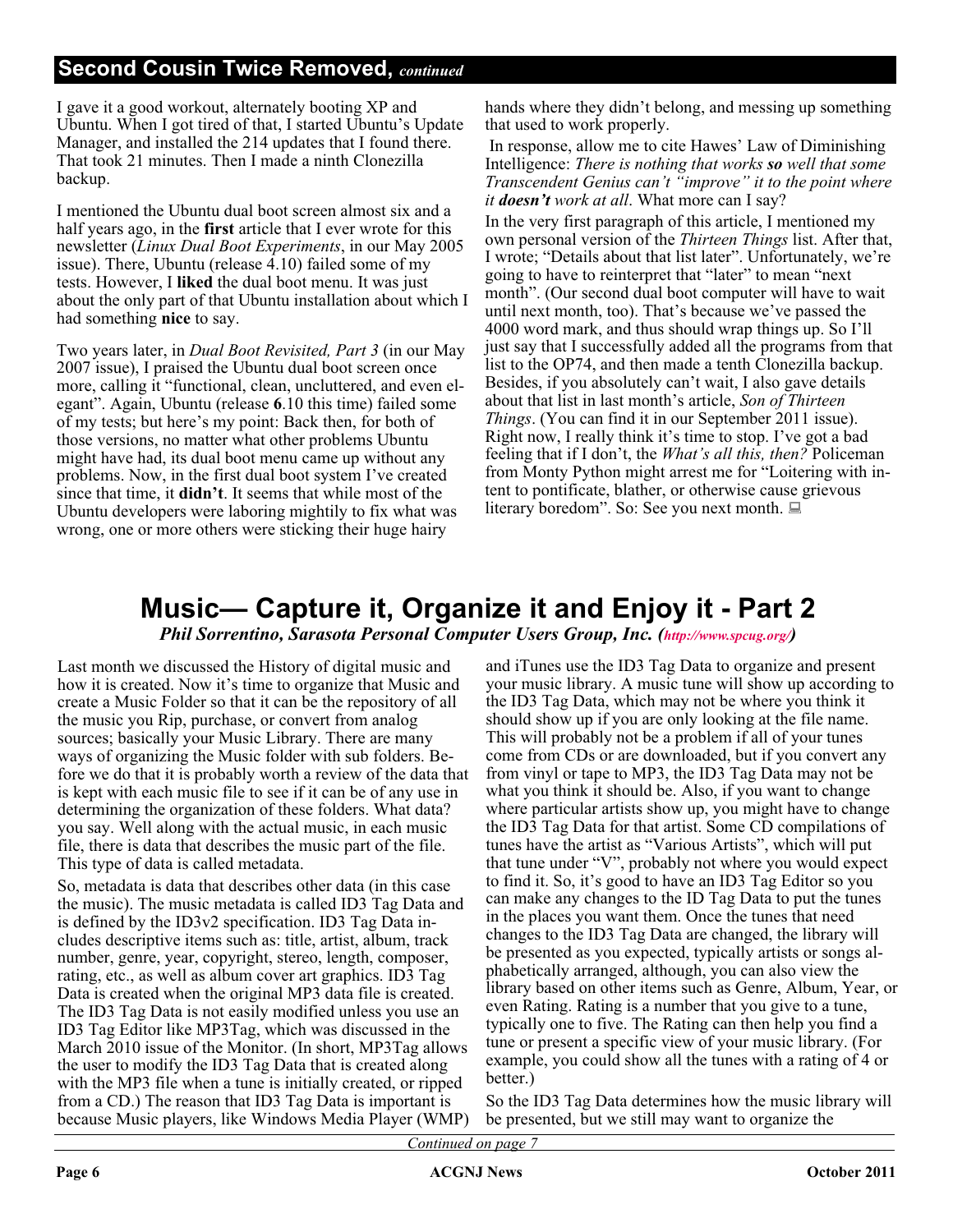## Second Cousin Twice Removed, *continued*

I gave it a good workout, alternately booting XP and Ubuntu. When I got tired of that, I started Ubuntu's Update Manager, and installed the 214 updates that I found there. That took 21 minutes. Then I made a ninth Clonezilla backup.

I mentioned the Ubuntu dual boot screen almost six and a half years ago, in the **first** article that I ever wrote for this newsletter (*Linux Dual Boot Experiments*, in our May 2005 issue). There, Ubuntu (release 4.10) failed some of my tests. However, I **liked** the dual boot menu. It was just about the only part of that Ubuntu installation about which I had something **nice** to say.

Two years later, in *Dual Boot Revisited, Part 3* (in our May 2007 issue), I praised the Ubuntu dual boot screen once more, calling it "functional, clean, uncluttered, and even elegant". Again, Ubuntu (release **6**.10 this time) failed some of my tests; but here's my point: Back then, for both of those versions, no matter what other problems Ubuntu might have had, its dual boot menu came up without any problems. Now, in the first dual boot system I've created since that time, it **didn't**. It seems that while most of the Ubuntu developers were laboring mightily to fix what was wrong, one or more others were sticking their huge hairy hands where they didn't belong, and messing up something that used to work properly.

In response, allow me to cite Hawes' Law of Diminishing Intelligence: *There is nothing that works **so** well that some Transcendent Genius can't "improve" it to the point where it **doesn't** work at all*. What more can I say?

In the very first paragraph of this article, I mentioned my own personal version of the *Thirteen Things* list. After that, I wrote; "Details about that list later". Unfortunately, we're going to have to reinterpret that "later" to mean "next month". (Our second dual boot computer will have to wait until next month, too). That's because we've passed the 4000 word mark, and thus should wrap things up. So I'll just say that I successfully added all the programs from that list to the OP74, and then made a tenth Clonezilla backup. Besides, if you absolutely can't wait, I also gave details about that list in last month's article, *Son of Thirteen Things*. (You can find it in our September 2011 issue). Right now, I really think it's time to stop. I've got a bad feeling that if I don't, the *What's all this, then?* Policeman from Monty Python might arrest me for "Loitering with intent to pontificate, blather, or otherwise cause grievous literary boredom". So: See you next month.

# Music— Capture it, Organize it and Enjoy it - Part 2

***Phil Sorrentino, Sarasota Personal Computer Users Group, Inc. (http://www.spcug.org/)***

Last month we discussed the History of digital music and how it is created. Now it's time to organize that Music and create a Music Folder so that it can be the repository of all the music you Rip, purchase, or convert from analog sources; basically your Music Library. There are many ways of organizing the Music folder with sub folders. Before we do that it is probably worth a review of the data that is kept with each music file to see if it can be of any use in determining the organization of these folders. What data? you say. Well along with the actual music, in each music file, there is data that describes the music part of the file. This type of data is called metadata.

So, metadata is data that describes other data (in this case the music). The music metadata is called ID3 Tag Data and is defined by the ID3v2 specification. ID3 Tag Data includes descriptive items such as: title, artist, album, track number, genre, year, copyright, stereo, length, composer, rating, etc., as well as album cover art graphics. ID3 Tag Data is created when the original MP3 data file is created. The ID3 Tag Data is not easily modified unless you use an ID3 Tag Editor like MP3Tag, which was discussed in the March 2010 issue of the Monitor. (In short, MP3Tag allows the user to modify the ID3 Tag Data that is created along with the MP3 file when a tune is initially created, or ripped from a CD.) The reason that ID3 Tag Data is important is because Music players, like Windows Media Player (WMP) and iTunes use the ID3 Tag Data to organize and present your music library. A music tune will show up according to the ID3 Tag Data, which may not be where you think it should show up if you are only looking at the file name. This will probably not be a problem if all of your tunes come from CDs or are downloaded, but if you convert any from vinyl or tape to MP3, the ID3 Tag Data may not be what you think it should be. Also, if you want to change where particular artists show up, you might have to change the ID3 Tag Data for that artist. Some CD compilations of tunes have the artist as "Various Artists", which will put that tune under "V", probably not where you would expect to find it. So, it's good to have an ID3 Tag Editor so you can make any changes to the ID Tag Data to put the tunes in the places you want them. Once the tunes that need changes to the ID3 Tag Data are changed, the library will be presented as you expected, typically artists or songs alphabetically arranged, although, you can also view the library based on other items such as Genre, Album, Year, or even Rating. Rating is a number that you give to a tune, typically one to five. The Rating can then help you find a tune or present a specific view of your music library. (For example, you could show all the tunes with a rating of 4 or better.)

So the ID3 Tag Data determines how the music library will be presented, but we still may want to organize the

*Continued on page 7*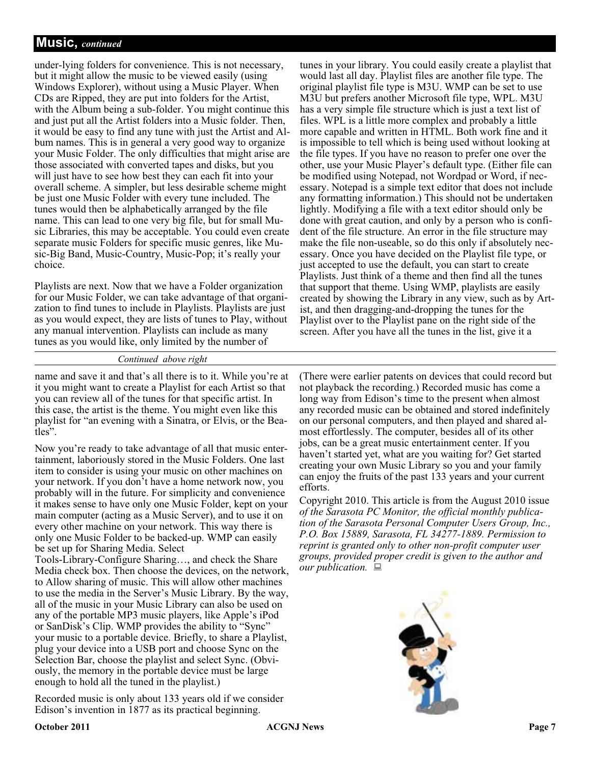## Music, *continued*

under-lying folders for convenience. This is not necessary, but it might allow the music to be viewed easily (using Windows Explorer), without using a Music Player. When CDs are Ripped, they are put into folders for the Artist, with the Album being a sub-folder. You might continue this and just put all the Artist folders into a Music folder. Then, it would be easy to find any tune with just the Artist and Album names. This is in general a very good way to organize your Music Folder. The only difficulties that might arise are those associated with converted tapes and disks, but you will just have to see how best they can each fit into your overall scheme. A simpler, but less desirable scheme might be just one Music Folder with every tune included. The tunes would then be alphabetically arranged by the file name. This can lead to one very big file, but for small Music Libraries, this may be acceptable. You could even create separate music Folders for specific music genres, like Music-Big Band, Music-Country, Music-Pop; it's really your choice.

Playlists are next. Now that we have a Folder organization for our Music Folder, we can take advantage of that organization to find tunes to include in Playlists. Playlists are just as you would expect, they are lists of tunes to Play, without any manual intervention. Playlists can include as many tunes as you would like, only limited by the number of tunes in your library. You could easily create a playlist that would last all day. Playlist files are another file type. The original playlist file type is M3U. WMP can be set to use M3U but prefers another Microsoft file type, WPL. M3U has a very simple file structure which is just a text list of files. WPL is a little more complex and probably a little more capable and written in HTML. Both work fine and it is impossible to tell which is being used without looking at the file types. If you have no reason to prefer one over the other, use your Music Player's default type. (Either file can be modified using Notepad, not Wordpad or Word, if necessary. Notepad is a simple text editor that does not include any formatting information.) This should not be undertaken lightly. Modifying a file with a text editor should only be done with great caution, and only by a person who is confident of the file structure. An error in the file structure may make the file non-useable, so do this only if absolutely necessary. Once you have decided on the Playlist file type, or just accepted to use the default, you can start to create Playlists. Just think of a theme and then find all the tunes that support that theme. Using WMP, playlists are easily created by showing the Library in any view, such as by Artist, and then dragging-and-dropping the tunes for the Playlist over to the Playlist pane on the right side of the screen. After you have all the tunes in the list, give it a name and save it and that's all there is to it. While you're at it you might want to create a Playlist for each Artist so that you can review all of the tunes for that specific artist. In this case, the artist is the theme. You might even like this playlist for "an evening with a Sinatra, or Elvis, or the Beatles".

Now you're ready to take advantage of all that music entertainment, laboriously stored in the Music Folders. One last item to consider is using your music on other machines on your network. If you don't have a home network now, you probably will in the future. For simplicity and convenience it makes sense to have only one Music Folder, kept on your main computer (acting as a Music Server), and to use it on every other machine on your network. This way there is only one Music Folder to be backed-up. WMP can easily be set up for Sharing Media. Select Tools-Library-Configure Sharing…, and check the Share Media check box. Then choose the devices, on the network, to Allow sharing of music. This will allow other machines to use the media in the Server's Music Library. By the way, all of the music in your Music Library can also be used on any of the portable MP3 music players, like Apple's iPod or SanDisk's Clip. WMP provides the ability to "Sync" your music to a portable device. Briefly, to share a Playlist, plug your device into a USB port and choose Sync on the Selection Bar, choose the playlist and select Sync. (Obviously, the memory in the portable device must be large enough to hold all the tuned in the playlist.)

Recorded music is only about 133 years old if we consider Edison's invention in 1877 as its practical beginning. (There were earlier patents on devices that could record but not playback the recording.) Recorded music has come a long way from Edison's time to the present when almost any recorded music can be obtained and stored indefinitely on our personal computers, and then played and shared almost effortlessly. The computer, besides all of its other jobs, can be a great music entertainment center. If you haven't started yet, what are you waiting for? Get started creating your own Music Library so you and your family can enjoy the fruits of the past 133 years and your current efforts.

Copyright 2010. This article is from the August 2010 issue *of the Sarasota PC Monitor, the official monthly publication of the Sarasota Personal Computer Users Group, Inc., P.O. Box 15889, Sarasota, FL 34277-1889. Permission to reprint is granted only to other non-profit computer user groups, provided proper credit is given to the author and our publication.*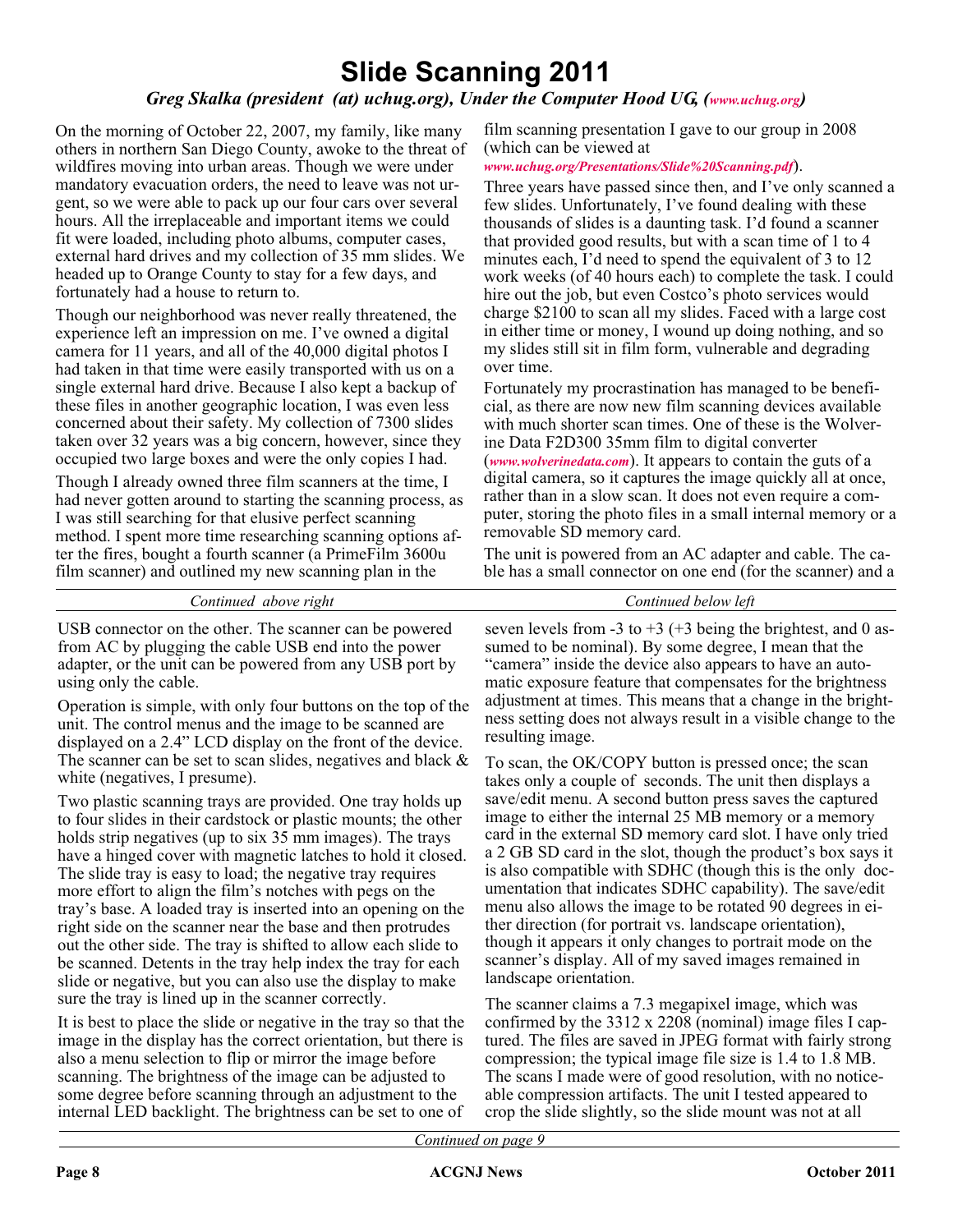# Slide Scanning 2011

*Greg Skalka (president (at) uchug.org), Under the Computer Hood UG, (www.uchug.org)*

On the morning of October 22, 2007, my family, like many others in northern San Diego County, awoke to the threat of wildfires moving into urban areas. Though we were under mandatory evacuation orders, the need to leave was not urgent, so we were able to pack up our four cars over several hours. All the irreplaceable and important items we could fit were loaded, including photo albums, computer cases, external hard drives and my collection of 35 mm slides. We headed up to Orange County to stay for a few days, and fortunately had a house to return to.

Though our neighborhood was never really threatened, the experience left an impression on me. I've owned a digital camera for 11 years, and all of the 40,000 digital photos I had taken in that time were easily transported with us on a single external hard drive. Because I also kept a backup of these files in another geographic location, I was even less concerned about their safety. My collection of 7300 slides taken over 32 years was a big concern, however, since they occupied two large boxes and were the only copies I had.

Though I already owned three film scanners at the time, I had never gotten around to starting the scanning process, as I was still searching for that elusive perfect scanning method. I spent more time researching scanning options after the fires, bought a fourth scanner (a PrimeFilm 3600u film scanner) and outlined my new scanning plan in the film scanning presentation I gave to our group in 2008 (which can be viewed at *www.uchug.org/Presentations/Slide%20Scanning.pdf*).

Three years have passed since then, and I've only scanned a few slides. Unfortunately, I've found dealing with these thousands of slides is a daunting task. I'd found a scanner that provided good results, but with a scan time of 1 to 4 minutes each, I'd need to spend the equivalent of 3 to 12 work weeks (of 40 hours each) to complete the task. I could hire out the job, but even Costco's photo services would charge $2100 to scan all my slides. Faced with a large cost in either time or money, I wound up doing nothing, and so my slides still sit in film form, vulnerable and degrading over time.

Fortunately my procrastination has managed to be beneficial, as there are now new film scanning devices available with much shorter scan times. One of these is the Wolverine Data F2D300 35mm film to digital converter (*www.wolverinedata.com*). It appears to contain the guts of a digital camera, so it captures the image quickly all at once, rather than in a slow scan. It does not even require a computer, storing the photo files in a small internal memory or a removable SD memory card.

The unit is powered from an AC adapter and cable. The cable has a small connector on one end (for the scanner) and a USB connector on the other. The scanner can be powered from AC by plugging the cable USB end into the power adapter, or the unit can be powered from any USB port by using only the cable.

Operation is simple, with only four buttons on the top of the unit. The control menus and the image to be scanned are displayed on a 2.4" LCD display on the front of the device. The scanner can be set to scan slides, negatives and black & white (negatives, I presume).

Two plastic scanning trays are provided. One tray holds up to four slides in their cardstock or plastic mounts; the other holds strip negatives (up to six 35 mm images). The trays have a hinged cover with magnetic latches to hold it closed. The slide tray is easy to load; the negative tray requires more effort to align the film's notches with pegs on the tray's base. A loaded tray is inserted into an opening on the right side on the scanner near the base and then protrudes out the other side. The tray is shifted to allow each slide to be scanned. Detents in the tray help index the tray for each slide or negative, but you can also use the display to make sure the tray is lined up in the scanner correctly.

It is best to place the slide or negative in the tray so that the image in the display has the correct orientation, but there is also a menu selection to flip or mirror the image before scanning. The brightness of the image can be adjusted to some degree before scanning through an adjustment to the internal LED backlight. The brightness can be set to one of seven levels from -3 to +3 (+3 being the brightest, and 0 assumed to be nominal). By some degree, I mean that the "camera" inside the device also appears to have an automatic exposure feature that compensates for the brightness adjustment at times. This means that a change in the brightness setting does not always result in a visible change to the resulting image.

To scan, the OK/COPY button is pressed once; the scan takes only a couple of seconds. The unit then displays a save/edit menu. A second button press saves the captured image to either the internal 25 MB memory or a memory card in the external SD memory card slot. I have only tried a 2 GB SD card in the slot, though the product's box says it is also compatible with SDHC (though this is the only documentation that indicates SDHC capability). The save/edit menu also allows the image to be rotated 90 degrees in either direction (for portrait vs. landscape orientation), though it appears it only changes to portrait mode on the scanner's display. All of my saved images remained in landscape orientation.

The scanner claims a 7.3 megapixel image, which was confirmed by the 3312 x 2208 (nominal) image files I captured. The files are saved in JPEG format with fairly strong compression; the typical image file size is 1.4 to 1.8 MB. The scans I made were of good resolution, with no noticeable compression artifacts. The unit I tested appeared to crop the slide slightly, so the slide mount was not at all

*Continued on page 9*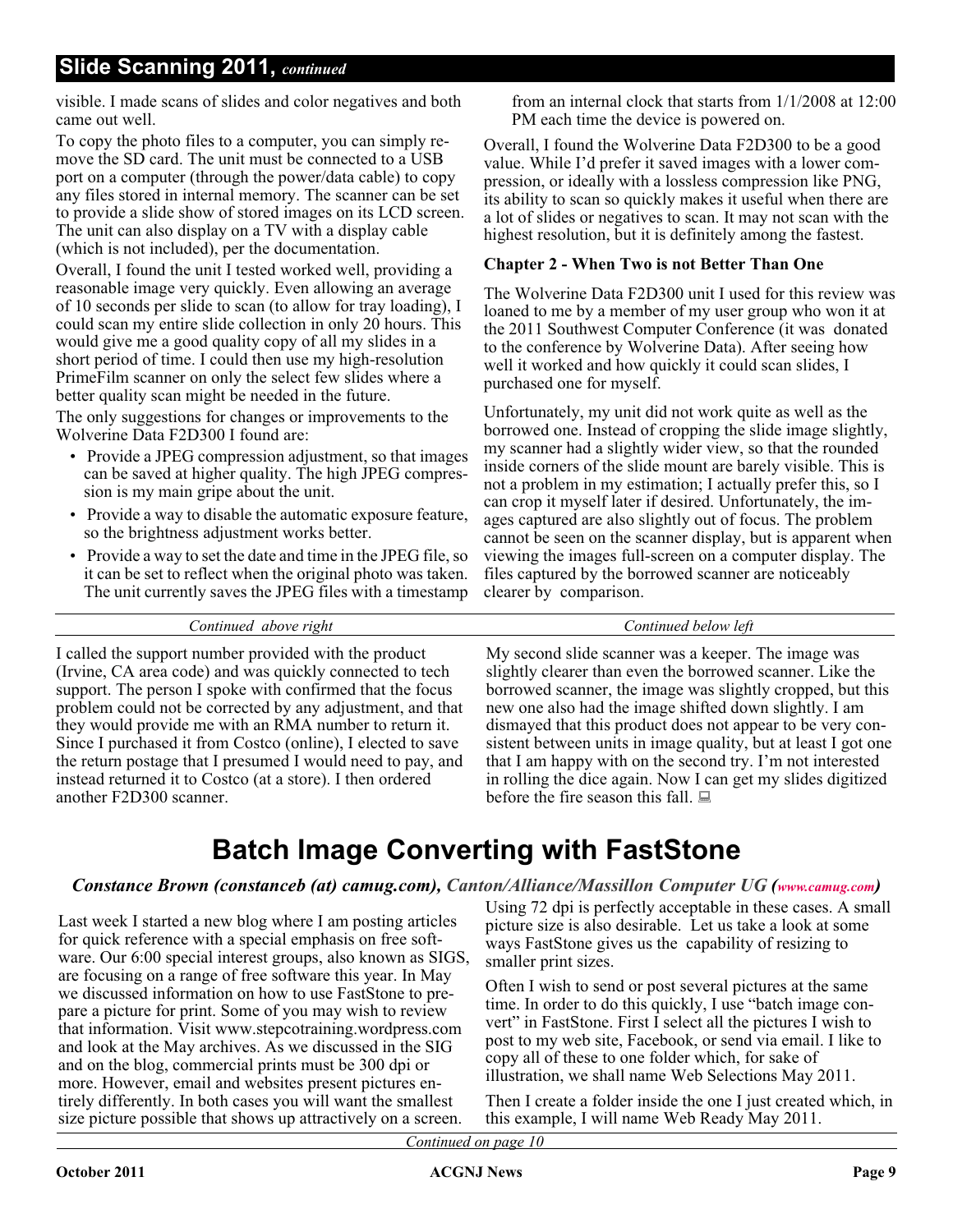## Slide Scanning 2011, *continued*

visible. I made scans of slides and color negatives and both came out well.

To copy the photo files to a computer, you can simply remove the SD card. The unit must be connected to a USB port on a computer (through the power/data cable) to copy any files stored in internal memory. The scanner can be set to provide a slide show of stored images on its LCD screen. The unit can also display on a TV with a display cable (which is not included), per the documentation.

Overall, I found the unit I tested worked well, providing a reasonable image very quickly. Even allowing an average of 10 seconds per slide to scan (to allow for tray loading), I could scan my entire slide collection in only 20 hours. This would give me a good quality copy of all my slides in a short period of time. I could then use my high-resolution PrimeFilm scanner on only the select few slides where a better quality scan might be needed in the future.

The only suggestions for changes or improvements to the Wolverine Data F2D300 I found are:

- Provide a JPEG compression adjustment, so that images can be saved at higher quality. The high JPEG compression is my main gripe about the unit.
- Provide a way to disable the automatic exposure feature, so the brightness adjustment works better.
- Provide a way to set the date and time in the JPEG file, so it can be set to reflect when the original photo was taken. The unit currently saves the JPEG files with a timestamp from an internal clock that starts from 1/1/2008 at 12:00 PM each time the device is powered on.

Overall, I found the Wolverine Data F2D300 to be a good value. While I'd prefer it saved images with a lower compression, or ideally with a lossless compression like PNG, its ability to scan so quickly makes it useful when there are a lot of slides or negatives to scan. It may not scan with the highest resolution, but it is definitely among the fastest.

**Chapter 2 - When Two is not Better Than One**

The Wolverine Data F2D300 unit I used for this review was loaned to me by a member of my user group who won it at the 2011 Southwest Computer Conference (it was donated to the conference by Wolverine Data). After seeing how well it worked and how quickly it could scan slides, I purchased one for myself.

Unfortunately, my unit did not work quite as well as the borrowed one. Instead of cropping the slide image slightly, my scanner had a slightly wider view, so that the rounded inside corners of the slide mount are barely visible. This is not a problem in my estimation; I actually prefer this, so I can crop it myself later if desired. Unfortunately, the images captured are also slightly out of focus. The problem cannot be seen on the scanner display, but is apparent when viewing the images full-screen on a computer display. The files captured by the borrowed scanner are noticeably clearer by comparison.

I called the support number provided with the product (Irvine, CA area code) and was quickly connected to tech support. The person I spoke with confirmed that the focus problem could not be corrected by any adjustment, and that they would provide me with an RMA number to return it. Since I purchased it from Costco (online), I elected to save the return postage that I presumed I would need to pay, and instead returned it to Costco (at a store). I then ordered another F2D300 scanner.

My second slide scanner was a keeper. The image was slightly clearer than even the borrowed scanner. Like the borrowed scanner, the image was slightly cropped, but this new one also had the image shifted down slightly. I am dismayed that this product does not appear to be very consistent between units in image quality, but at least I got one that I am happy with on the second try. I'm not interested in rolling the dice again. Now I can get my slides digitized before the fire season this fall.

# Batch Image Converting with FastStone

***Constance Brown (constanceb (at) camug.com), Canton/Alliance/Massillon Computer UG (www.camug.com)***

Last week I started a new blog where I am posting articles for quick reference with a special emphasis on free software. Our 6:00 special interest groups, also known as SIGS, are focusing on a range of free software this year. In May we discussed information on how to use FastStone to prepare a picture for print. Some of you may wish to review that information. Visit www.stepcotraining.wordpress.com and look at the May archives. As we discussed in the SIG and on the blog, commercial prints must be 300 dpi or more. However, email and websites present pictures entirely differently. In both cases you will want the smallest size picture possible that shows up attractively on a screen. Using 72 dpi is perfectly acceptable in these cases. A small picture size is also desirable. Let us take a look at some ways FastStone gives us the capability of resizing to smaller print sizes.

Often I wish to send or post several pictures at the same time. In order to do this quickly, I use "batch image convert" in FastStone. First I select all the pictures I wish to post to my web site, Facebook, or send via email. I like to copy all of these to one folder which, for sake of illustration, we shall name Web Selections May 2011.

Then I create a folder inside the one I just created which, in this example, I will name Web Ready May 2011.

*Continued on page 10*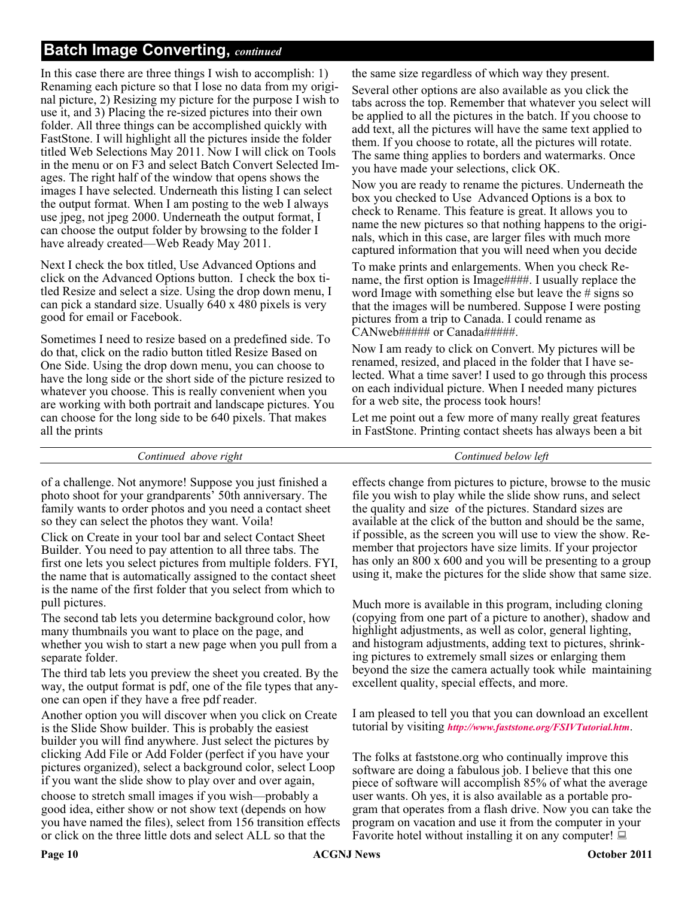## Batch Image Converting, *continued*

In this case there are three things I wish to accomplish: 1) Renaming each picture so that I lose no data from my original picture, 2) Resizing my picture for the purpose I wish to use it, and 3) Placing the re-sized pictures into their own folder. All three things can be accomplished quickly with FastStone. I will highlight all the pictures inside the folder titled Web Selections May 2011. Now I will click on Tools in the menu or on F3 and select Batch Convert Selected Images. The right half of the window that opens shows the images I have selected. Underneath this listing I can select the output format. When I am posting to the web I always use jpeg, not jpeg 2000. Underneath the output format, I can choose the output folder by browsing to the folder I have already created—Web Ready May 2011.

Next I check the box titled, Use Advanced Options and click on the Advanced Options button. I check the box titled Resize and select a size. Using the drop down menu, I can pick a standard size. Usually 640 x 480 pixels is very good for email or Facebook.

Sometimes I need to resize based on a predefined side. To do that, click on the radio button titled Resize Based on One Side. Using the drop down menu, you can choose to have the long side or the short side of the picture resized to whatever you choose. This is really convenient when you are working with both portrait and landscape pictures. You can choose for the long side to be 640 pixels. That makes all the prints the same size regardless of which way they present.

Several other options are also available as you click the tabs across the top. Remember that whatever you select will be applied to all the pictures in the batch. If you choose to add text, all the pictures will have the same text applied to them. If you choose to rotate, all the pictures will rotate. The same thing applies to borders and watermarks. Once you have made your selections, click OK.

Now you are ready to rename the pictures. Underneath the box you checked to Use Advanced Options is a box to check to Rename. This feature is great. It allows you to name the new pictures so that nothing happens to the originals, which in this case, are larger files with much more captured information that you will need when you decide

To make prints and enlargements. When you check Rename, the first option is Image####. I usually replace the word Image with something else but leave the # signs so that the images will be numbered. Suppose I were posting pictures from a trip to Canada. I could rename as CANweb##### or Canada#####.

Now I am ready to click on Convert. My pictures will be renamed, resized, and placed in the folder that I have selected. What a time saver! I used to go through this process on each individual picture. When I needed many pictures for a web site, the process took hours!

Let me point out a few more of many really great features in FastStone. Printing contact sheets has always been a bit of a challenge. Not anymore! Suppose you just finished a photo shoot for your grandparents' 50th anniversary. The family wants to order photos and you need a contact sheet so they can select the photos they want. Voila!

Click on Create in your tool bar and select Contact Sheet Builder. You need to pay attention to all three tabs. The first one lets you select pictures from multiple folders. FYI, the name that is automatically assigned to the contact sheet is the name of the first folder that you select from which to pull pictures.

The second tab lets you determine background color, how many thumbnails you want to place on the page, and whether you wish to start a new page when you pull from a separate folder.

The third tab lets you preview the sheet you created. By the way, the output format is pdf, one of the file types that anyone can open if they have a free pdf reader.

Another option you will discover when you click on Create is the Slide Show builder. This is probably the easiest builder you will find anywhere. Just select the pictures by clicking Add File or Add Folder (perfect if you have your pictures organized), select a background color, select Loop if you want the slide show to play over and over again, choose to stretch small images if you wish—probably a good idea, either show or not show text (depends on how you have named the files), select from 156 transition effects or click on the three little dots and select ALL so that the effects change from pictures to picture, browse to the music file you wish to play while the slide show runs, and select the quality and size of the pictures. Standard sizes are available at the click of the button and should be the same, if possible, as the screen you will use to view the show. Remember that projectors have size limits. If your projector has only an 800 x 600 and you will be presenting to a group using it, make the pictures for the slide show that same size.

Much more is available in this program, including cloning (copying from one part of a picture to another), shadow and highlight adjustments, as well as color, general lighting, and histogram adjustments, adding text to pictures, shrinking pictures to extremely small sizes or enlarging them beyond the size the camera actually took while maintaining excellent quality, special effects, and more.

I am pleased to tell you that you can download an excellent tutorial by visiting ***http://www.faststone.org/FSIVTutorial.htm***.

The folks at faststone.org who continually improve this software are doing a fabulous job. I believe that this one piece of software will accomplish 85% of what the average user wants. Oh yes, it is also available as a portable program that operates from a flash drive. Now you can take the program on vacation and use it from the computer in your Favorite hotel without installing it on any computer!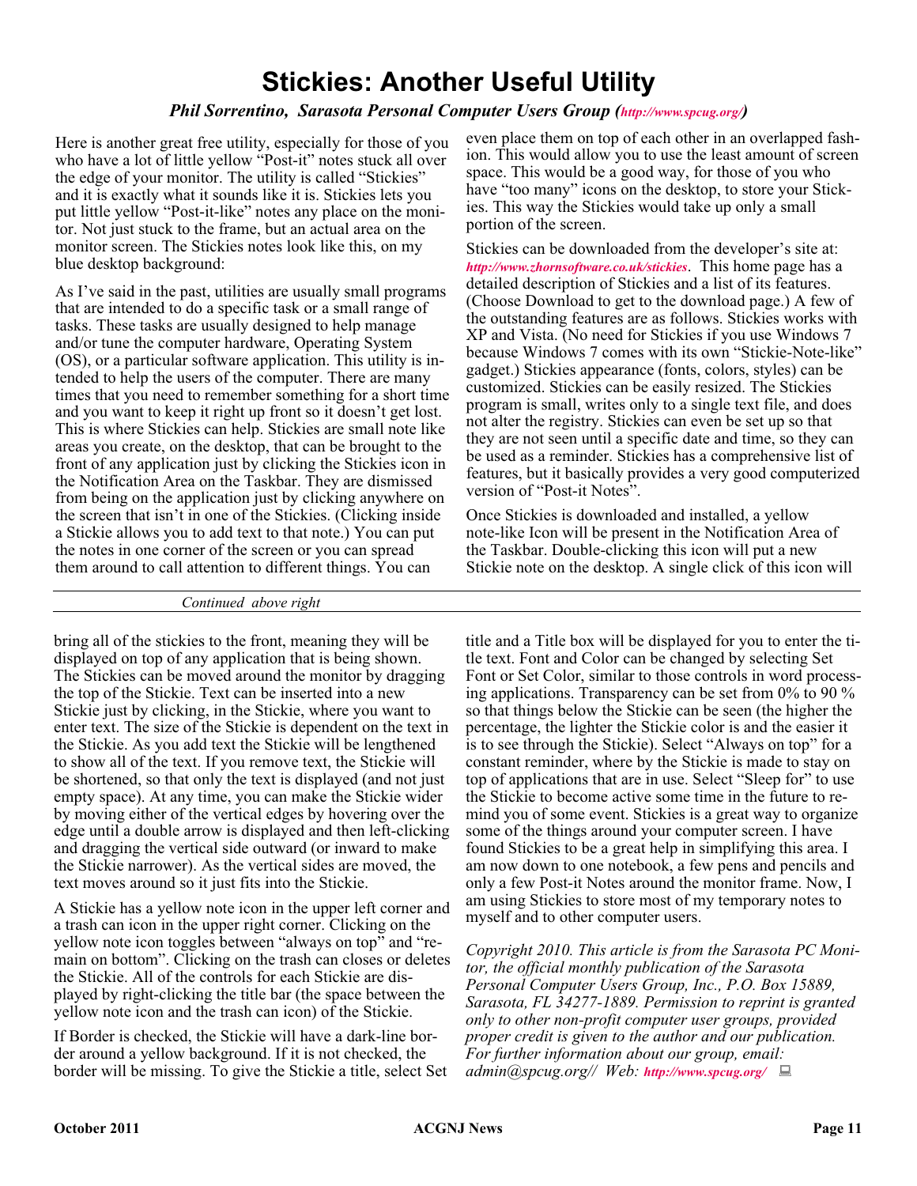# Stickies: Another Useful Utility

*Phil Sorrentino, Sarasota Personal Computer Users Group (http://www.spcug.org/)*

Here is another great free utility, especially for those of you who have a lot of little yellow "Post-it" notes stuck all over the edge of your monitor. The utility is called "Stickies" and it is exactly what it sounds like it is. Stickies lets you put little yellow "Post-it-like" notes any place on the monitor. Not just stuck to the frame, but an actual area on the monitor screen. The Stickies notes look like this, on my blue desktop background:

As I've said in the past, utilities are usually small programs that are intended to do a specific task or a small range of tasks. These tasks are usually designed to help manage and/or tune the computer hardware, Operating System (OS), or a particular software application. This utility is intended to help the users of the computer. There are many times that you need to remember something for a short time and you want to keep it right up front so it doesn't get lost. This is where Stickies can help. Stickies are small note like areas you create, on the desktop, that can be brought to the front of any application just by clicking the Stickies icon in the Notification Area on the Taskbar. They are dismissed from being on the application just by clicking anywhere on the screen that isn't in one of the Stickies. (Clicking inside a Stickie allows you to add text to that note.) You can put the notes in one corner of the screen or you can spread them around to call attention to different things. You can even place them on top of each other in an overlapped fashion. This would allow you to use the least amount of screen space. This would be a good way, for those of you who have "too many" icons on the desktop, to store your Stickies. This way the Stickies would take up only a small portion of the screen.

Stickies can be downloaded from the developer's site at: *http://www.zhornsoftware.co.uk/stickies*. This home page has a detailed description of Stickies and a list of its features. (Choose Download to get to the download page.) A few of the outstanding features are as follows. Stickies works with XP and Vista. (No need for Stickies if you use Windows 7 because Windows 7 comes with its own "Stickie-Note-like" gadget.) Stickies appearance (fonts, colors, styles) can be customized. Stickies can be easily resized. The Stickies program is small, writes only to a single text file, and does not alter the registry. Stickies can even be set up so that they are not seen until a specific date and time, so they can be used as a reminder. Stickies has a comprehensive list of features, but it basically provides a very good computerized version of "Post-it Notes".

Once Stickies is downloaded and installed, a yellow note-like Icon will be present in the Notification Area of the Taskbar. Double-clicking this icon will put a new Stickie note on the desktop. A single click of this icon will bring all of the stickies to the front, meaning they will be displayed on top of any application that is being shown. The Stickies can be moved around the monitor by dragging the top of the Stickie. Text can be inserted into a new Stickie just by clicking, in the Stickie, where you want to enter text. The size of the Stickie is dependent on the text in the Stickie. As you add text the Stickie will be lengthened to show all of the text. If you remove text, the Stickie will be shortened, so that only the text is displayed (and not just empty space). At any time, you can make the Stickie wider by moving either of the vertical edges by hovering over the edge until a double arrow is displayed and then left-clicking and dragging the vertical side outward (or inward to make the Stickie narrower). As the vertical sides are moved, the text moves around so it just fits into the Stickie.

A Stickie has a yellow note icon in the upper left corner and a trash can icon in the upper right corner. Clicking on the yellow note icon toggles between "always on top" and "remain on bottom". Clicking on the trash can closes or deletes the Stickie. All of the controls for each Stickie are displayed by right-clicking the title bar (the space between the yellow note icon and the trash can icon) of the Stickie.

If Border is checked, the Stickie will have a dark-line border around a yellow background. If it is not checked, the border will be missing. To give the Stickie a title, select Set title and a Title box will be displayed for you to enter the title text. Font and Color can be changed by selecting Set Font or Set Color, similar to those controls in word processing applications. Transparency can be set from 0% to 90 % so that things below the Stickie can be seen (the higher the percentage, the lighter the Stickie color is and the easier it is to see through the Stickie). Select "Always on top" for a constant reminder, where by the Stickie is made to stay on top of applications that are in use. Select "Sleep for" to use the Stickie to become active some time in the future to remind you of some event. Stickies is a great way to organize some of the things around your computer screen. I have found Stickies to be a great help in simplifying this area. I am now down to one notebook, a few pens and pencils and only a few Post-it Notes around the monitor frame. Now, I am using Stickies to store most of my temporary notes to myself and to other computer users.

*Copyright 2010. This article is from the Sarasota PC Monitor, the official monthly publication of the Sarasota Personal Computer Users Group, Inc., P.O. Box 15889, Sarasota, FL 34277-1889. Permission to reprint is granted only to other non-profit computer user groups, provided proper credit is given to the author and our publication. For further information about our group, email: admin@spcug.org// Web: http://www.spcug.org/*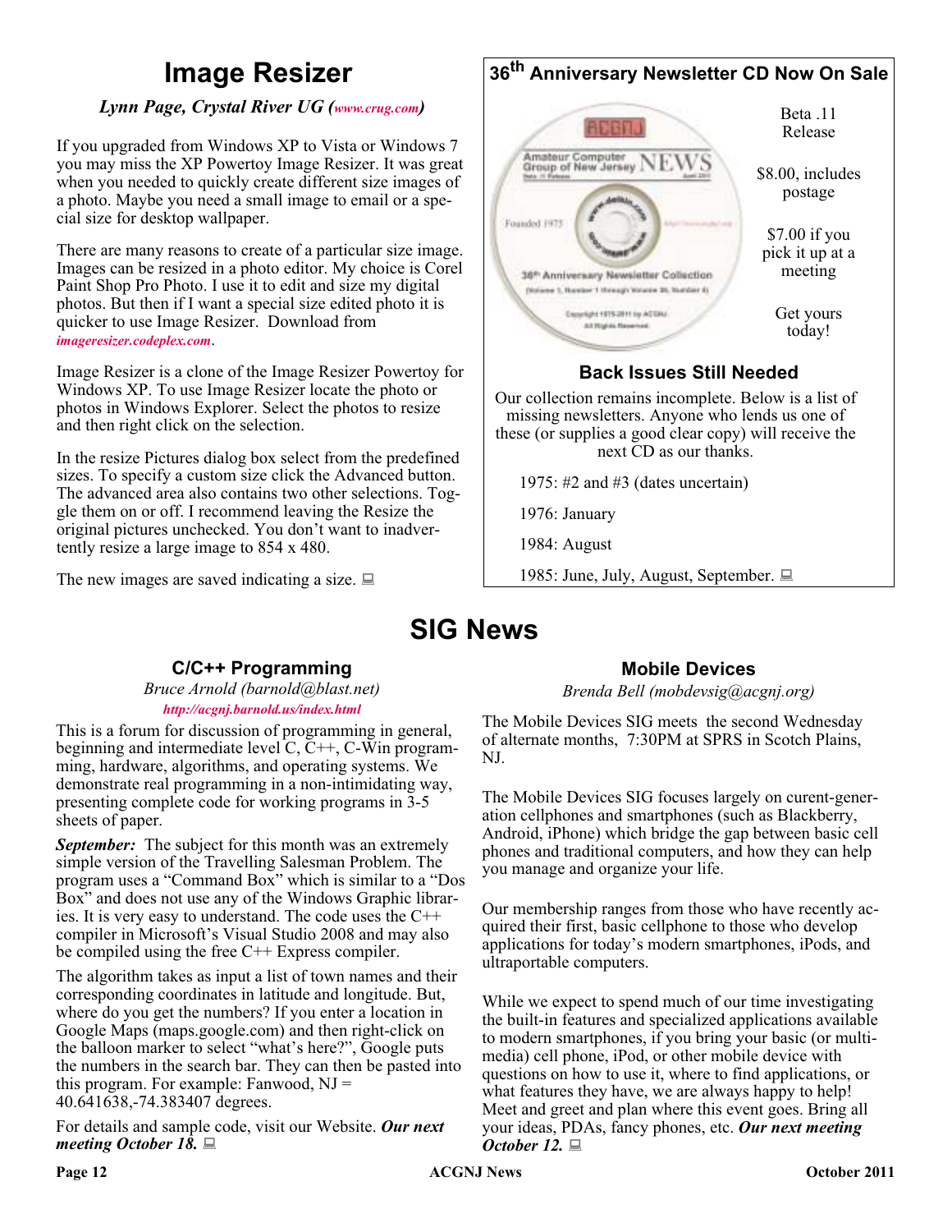# Image Resizer

***Lynn Page, Crystal River UG (www.crug.com)***

If you upgraded from Windows XP to Vista or Windows 7 you may miss the XP Powertoy Image Resizer. It was great when you needed to quickly create different size images of a photo. Maybe you need a small image to email or a special size for desktop wallpaper.

There are many reasons to create of a particular size image. Images can be resized in a photo editor. My choice is Corel Paint Shop Pro Photo. I use it to edit and size my digital photos. But then if I want a special size edited photo it is quicker to use Image Resizer. Download from *imageresizer.codeplex.com*.

Image Resizer is a clone of the Image Resizer Powertoy for Windows XP. To use Image Resizer locate the photo or photos in Windows Explorer. Select the photos to resize and then right click on the selection.

In the resize Pictures dialog box select from the predefined sizes. To specify a custom size click the Advanced button. The advanced area also contains two other selections. Toggle them on or off. I recommend leaving the Resize the original pictures unchecked. You don't want to inadvertently resize a large image to 854 x 480.

The new images are saved indicating a size.

## 36th Anniversary Newsletter CD Now On Sale

Beta .11 Release

$8.00, includes postage

$7.00 if you pick it up at a meeting

Get yours today!

### Back Issues Still Needed

Our collection remains incomplete. Below is a list of missing newsletters. Anyone who lends us one of these (or supplies a good clear copy) will receive the next CD as our thanks.

1975: #2 and #3 (dates uncertain)

1976: January

1984: August

1985: June, July, August, September.

# SIG News

## C/C++ Programming

*Bruce Arnold (barnold@blast.net)*

***http://acgnj.barnold.us/index.html***

This is a forum for discussion of programming in general, beginning and intermediate level C, C++, C-Win programming, hardware, algorithms, and operating systems. We demonstrate real programming in a non-intimidating way, presenting complete code for working programs in 3-5 sheets of paper.

***September:*** The subject for this month was an extremely simple version of the Travelling Salesman Problem. The program uses a "Command Box" which is similar to a "Dos Box" and does not use any of the Windows Graphic libraries. It is very easy to understand. The code uses the C++ compiler in Microsoft's Visual Studio 2008 and may also be compiled using the free C++ Express compiler.

The algorithm takes as input a list of town names and their corresponding coordinates in latitude and longitude. But, where do you get the numbers? If you enter a location in Google Maps (maps.google.com) and then right-click on the balloon marker to select "what's here?", Google puts the numbers in the search bar. They can then be pasted into this program. For example: Fanwood, NJ = 40.641638,-74.383407 degrees.

For details and sample code, visit our Website. ***Our next meeting October 18.***

## Mobile Devices

*Brenda Bell (mobdevsig@acgnj.org)*

The Mobile Devices SIG meets the second Wednesday of alternate months, 7:30PM at SPRS in Scotch Plains, NJ.

The Mobile Devices SIG focuses largely on curent-generation cellphones and smartphones (such as Blackberry, Android, iPhone) which bridge the gap between basic cell phones and traditional computers, and how they can help you manage and organize your life.

Our membership ranges from those who have recently acquired their first, basic cellphone to those who develop applications for today's modern smartphones, iPods, and ultraportable computers.

While we expect to spend much of our time investigating the built-in features and specialized applications available to modern smartphones, if you bring your basic (or multimedia) cell phone, iPod, or other mobile device with questions on how to use it, where to find applications, or what features they have, we are always happy to help! Meet and greet and plan where this event goes. Bring all your ideas, PDAs, fancy phones, etc. ***Our next meeting October 12.***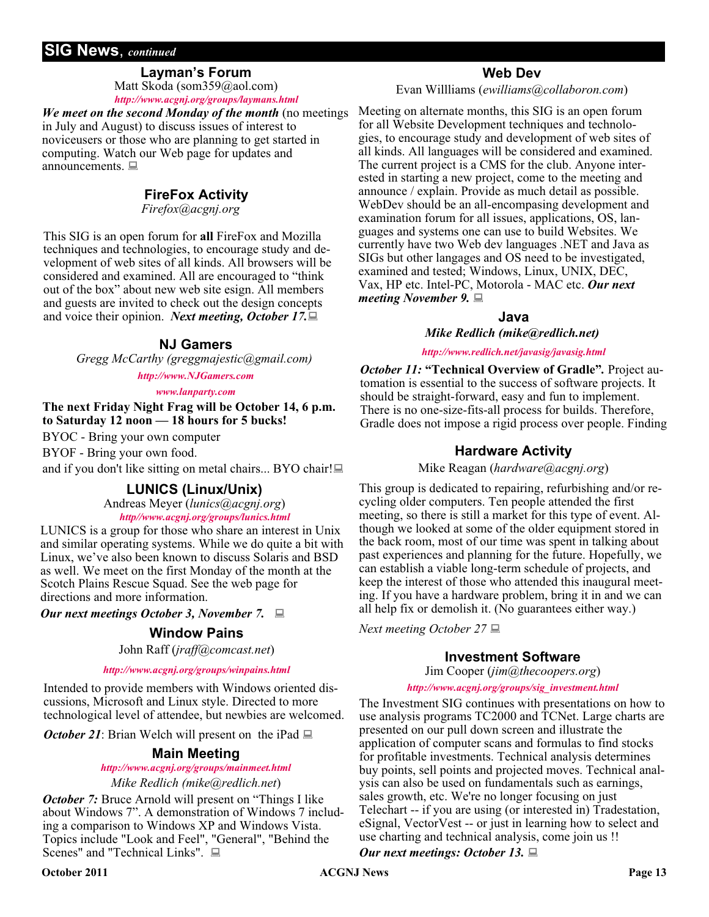## SIG News, *continued*

### Layman's Forum

Matt Skoda (som359@aol.com)

*http://www.acgnj.org/groups/laymans.html*

***We meet on the second Monday of the month*** (no meetings in July and August) to discuss issues of interest to noviceusers or those who are planning to get started in computing. Watch our Web page for updates and announcements.

### FireFox Activity

*Firefox@acgnj.org*

This SIG is an open forum for **all** FireFox and Mozilla techniques and technologies, to encourage study and development of web sites of all kinds. All browsers will be considered and examined. All are encouraged to "think out of the box" about new web site esign. All members and guests are invited to check out the design concepts and voice their opinion. ***Next meeting, October 17.***

### NJ Gamers

*Gregg McCarthy (greggmajestic@gmail.com)*

*http://www.NJGamers.com*

*www.lanparty.com*

**The next Friday Night Frag will be October 14, 6 p.m. to Saturday 12 noon — 18 hours for 5 bucks!**

BYOC - Bring your own computer

BYOF - Bring your own food.

and if you don't like sitting on metal chairs... BYO chair!

### LUNICS (Linux/Unix)

Andreas Meyer (*lunics@acgnj.org*)

*http//www.acgnj.org/groups/lunics.html*

LUNICS is a group for those who share an interest in Unix and similar operating systems. While we do quite a bit with Linux, we've also been known to discuss Solaris and BSD as well. We meet on the first Monday of the month at the Scotch Plains Rescue Squad. See the web page for directions and more information.

***Our next meetings October 3, November 7.***

### Window Pains

John Raff (*jraff@comcast.net*)

*http://www.acgnj.org/groups/winpains.html*

Intended to provide members with Windows oriented discussions, Microsoft and Linux style. Directed to more technological level of attendee, but newbies are welcomed.

***October 21***: Brian Welch will present on the iPad

### Main Meeting

*http://www.acgnj.org/groups/mainmeet.html*

*Mike Redlich (mike@redlich.net)*

***October 7:*** Bruce Arnold will present on "Things I like about Windows 7". A demonstration of Windows 7 including a comparison to Windows XP and Windows Vista. Topics include "Look and Feel", "General", "Behind the Scenes" and "Technical Links".

### Web Dev

Evan Willliams (*ewilliams@collaboron.com*)

Meeting on alternate months, this SIG is an open forum for all Website Development techniques and technologies, to encourage study and development of web sites of all kinds. All languages will be considered and examined. The current project is a CMS for the club. Anyone interested in starting a new project, come to the meeting and announce / explain. Provide as much detail as possible. WebDev should be an all-encompasing development and examination forum for all issues, applications, OS, languages and systems one can use to build Websites. We currently have two Web dev languages .NET and Java as SIGs but other langages and OS need to be investigated, examined and tested; Windows, Linux, UNIX, DEC, Vax, HP etc. Intel-PC, Motorola - MAC etc. ***Our next meeting November 9.***

### Java

***Mike Redlich (mike@redlich.net)***

*http://www.redlich.net/javasig/javasig.html*

***October 11:*** **"Technical Overview of Gradle".** Project automation is essential to the success of software projects. It should be straight-forward, easy and fun to implement. There is no one-size-fits-all process for builds. Therefore, Gradle does not impose a rigid process over people. Finding

### Hardware Activity

Mike Reagan (*hardware@acgnj.org*)

This group is dedicated to repairing, refurbishing and/or recycling older computers. Ten people attended the first meeting, so there is still a market for this type of event. Although we looked at some of the older equipment stored in the back room, most of our time was spent in talking about past experiences and planning for the future. Hopefully, we can establish a viable long-term schedule of projects, and keep the interest of those who attended this inaugural meeting. If you have a hardware problem, bring it in and we can all help fix or demolish it. (No guarantees either way.)

*Next meeting October 27*

### Investment Software

Jim Cooper (*jim@thecoopers.org*)

*http://www.acgnj.org/groups/sig_investment.html*

The Investment SIG continues with presentations on how to use analysis programs TC2000 and TCNet. Large charts are presented on our pull down screen and illustrate the application of computer scans and formulas to find stocks for profitable investments. Technical analysis determines buy points, sell points and projected moves. Technical analysis can also be used on fundamentals such as earnings, sales growth, etc. We're no longer focusing on just Telechart -- if you are using (or interested in) Tradestation, eSignal, VectorVest -- or just in learning how to select and use charting and technical analysis, come join us !!

***Our next meetings: October 13.***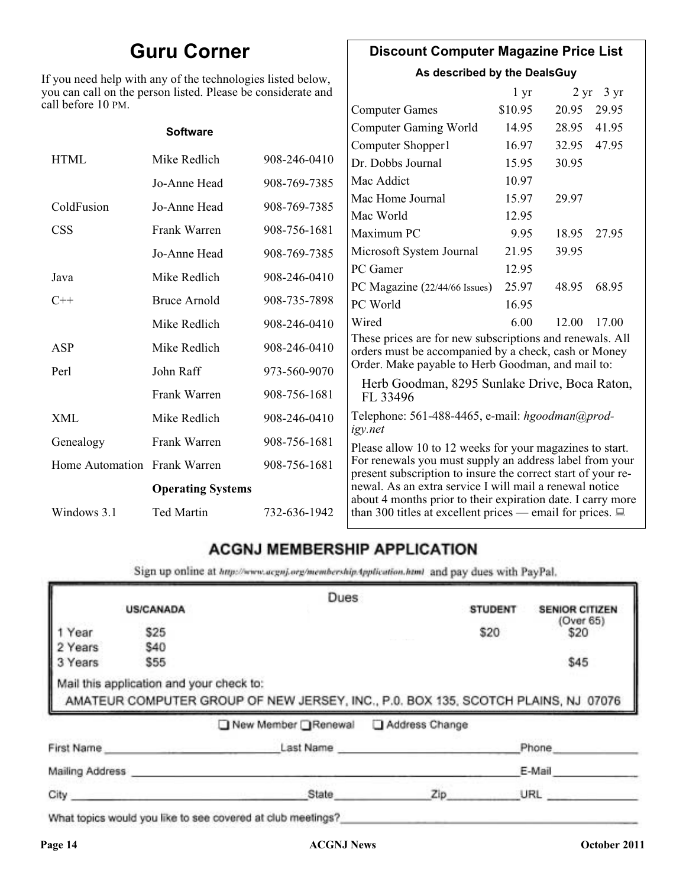## Guru Corner

If you need help with any of the technologies listed below, you can call on the person listed. Please be considerate and call before 10 PM.

| | | |
|---|---|---|
| | **Software** | |
| HTML | Mike Redlich | 908-246-0410 |
| | Jo-Anne Head | 908-769-7385 |
| ColdFusion | Jo-Anne Head | 908-769-7385 |
| CSS | Frank Warren | 908-756-1681 |
| | Jo-Anne Head | 908-769-7385 |
| Java | Mike Redlich | 908-246-0410 |
| C++ | Bruce Arnold | 908-735-7898 |
| | Mike Redlich | 908-246-0410 |
| ASP | Mike Redlich | 908-246-0410 |
| Perl | John Raff | 973-560-9070 |
| | Frank Warren | 908-756-1681 |
| XML | Mike Redlich | 908-246-0410 |
| Genealogy | Frank Warren | 908-756-1681 |
| Home Automation | Frank Warren | 908-756-1681 |
| | **Operating Systems** | |
| Windows 3.1 | Ted Martin | 732-636-1942 |

## Discount Computer Magazine Price List

**As described by the DealsGuy**

| | 1 yr | 2 yr | 3 yr |
|---|---|---|---|
| Computer Games | $10.95 | 20.95 | 29.95 |
| Computer Gaming World | 14.95 | 28.95 | 41.95 |
| Computer Shopper1 | 16.97 | 32.95 | 47.95 |
| Dr. Dobbs Journal | 15.95 | 30.95 | |
| Mac Addict | 10.97 | | |
| Mac Home Journal | 15.97 | 29.97 | |
| Mac World | 12.95 | | |
| Maximum PC | 9.95 | 18.95 | 27.95 |
| Microsoft System Journal | 21.95 | 39.95 | |
| PC Gamer | 12.95 | | |
| PC Magazine (22/44/66 Issues) | 25.97 | 48.95 | 68.95 |
| PC World | 16.95 | | |
| Wired | 6.00 | 12.00 | 17.00 |

These prices are for new subscriptions and renewals. All orders must be accompanied by a check, cash or Money Order. Make payable to Herb Goodman, and mail to:

Herb Goodman, 8295 Sunlake Drive, Boca Raton, FL 33496

Telephone: 561-488-4465, e-mail: *hgoodman@prodigy.net*

Please allow 10 to 12 weeks for your magazines to start. For renewals you must supply an address label from your present subscription to insure the correct start of your renewal. As an extra service I will mail a renewal notice about 4 months prior to their expiration date. I carry more than 300 titles at excellent prices — email for prices.

## ACGNJ MEMBERSHIP APPLICATION

Sign up online at http://www.acgnj.org/membershipApplication.html and pay dues with PayPal.

**Dues**

| | US/CANADA | STUDENT | SENIOR CITIZEN (Over 65) |
|---|---|---|---|
| 1 Year | $25 | $20 | $20 |
| 2 Years | $40 | | |
| 3 Years | $55 | | $45 |

Mail this application and your check to:

AMATEUR COMPUTER GROUP OF NEW JERSEY, INC., P.0. BOX 135, SCOTCH PLAINS, NJ 07076

☐ New Member ☐ Renewal ☐ Address Change

First Name ______________ Last Name ______________ Phone ______________

Mailing Address ______________ E-Mail ______________

City ______________ State ______________ Zip ______________ URL ______________

What topics would you like to see covered at club meetings? ______________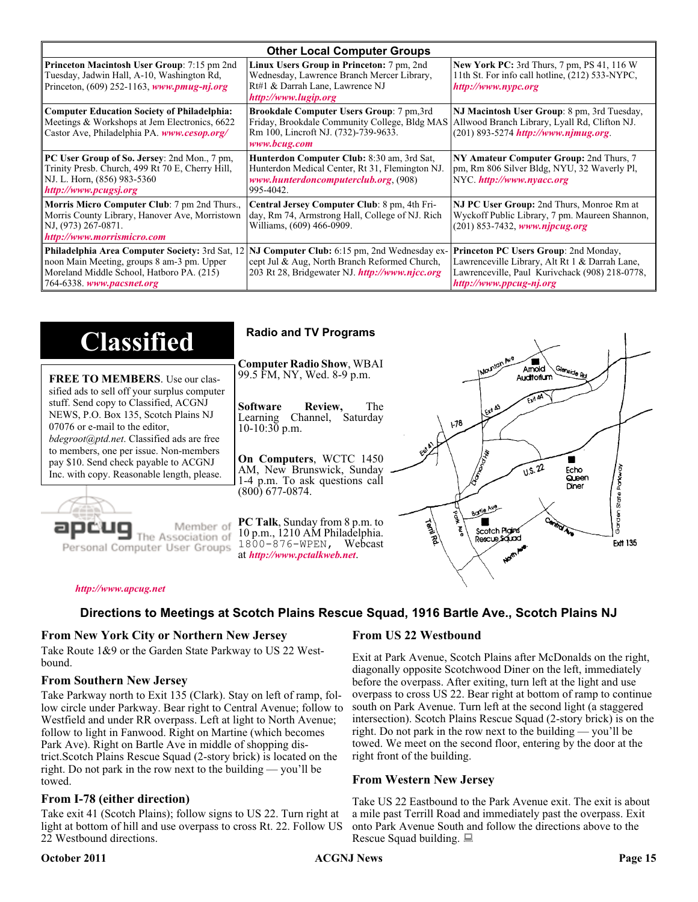## Other Local Computer Groups

| | | |
|---|---|---|
| **Princeton Macintosh User Group**: 7:15 pm 2nd Tuesday, Jadwin Hall, A-10, Washington Rd, Princeton, (609) 252-1163, ***www.pmug-nj.org*** | **Linux Users Group in Princeton:** 7 pm, 2nd Wednesday, Lawrence Branch Mercer Library, Rt#1 & Darrah Lane, Lawrence NJ ***http://www.lugip.org*** | **New York PC:** 3rd Thurs, 7 pm, PS 41, 116 W 11th St. For info call hotline, (212) 533-NYPC, ***http://www.nypc.org*** |
| **Computer Education Society of Philadelphia:** Meetings & Workshops at Jem Electronics, 6622 Castor Ave, Philadelphia PA. ***www.cesop.org/*** | **Brookdale Computer Users Group**: 7 pm,3rd Friday, Brookdale Community College, Bldg MAS Rm 100, Lincroft NJ. (732)-739-9633. ***www.bcug.com*** | **NJ Macintosh User Group**: 8 pm, 3rd Tuesday, Allwood Branch Library, Lyall Rd, Clifton NJ. (201) 893-5274 ***http://www.njmug.org***. |
| **PC User Group of So. Jersey**: 2nd Mon., 7 pm, Trinity Presb. Church, 499 Rt 70 E, Cherry Hill, NJ. L. Horn, (856) 983-5360 ***http://www.pcugsj.org*** | **Hunterdon Computer Club:** 8:30 am, 3rd Sat, Hunterdon Medical Center, Rt 31, Flemington NJ. ***www.hunterdoncomputerclub.org***, (908) 995-4042. | **NY Amateur Computer Group:** 2nd Thurs, 7 pm, Rm 806 Silver Bldg, NYU, 32 Waverly Pl, NYC. ***http://www.nyacc.org*** |
| **Morris Micro Computer Club**: 7 pm 2nd Thurs., Morris County Library, Hanover Ave, Morristown NJ, (973) 267-0871. ***http://www.morrismicro.com*** | **Central Jersey Computer Club**: 8 pm, 4th Friday, Rm 74, Armstrong Hall, College of NJ. Rich Williams, (609) 466-0909. | **NJ PC User Group:** 2nd Thurs, Monroe Rm at Wyckoff Public Library, 7 pm. Maureen Shannon, (201) 853-7432, ***www.njpcug.org*** |
| **Philadelphia Area Computer Society:** 3rd Sat, 12 noon Main Meeting, groups 8 am-3 pm. Upper Moreland Middle School, Hatboro PA. (215) 764-6338. ***www.pacsnet.org*** | **NJ Computer Club:** 6:15 pm, 2nd Wednesday except Jul & Aug, North Branch Reformed Church, 203 Rt 28, Bridgewater NJ. ***http://www.njcc.org*** | **Princeton PC Users Group**: 2nd Monday, Lawrenceville Library, Alt Rt 1 & Darrah Lane, Lawrenceville, Paul Kurivchack (908) 218-0778, ***http://www.ppcug-nj.org*** |

# Classified

**FREE TO MEMBERS**. Use our classified ads to sell off your surplus computer stuff. Send copy to Classified, ACGNJ NEWS, P.O. Box 135, Scotch Plains NJ 07076 or e-mail to the editor, *bdegroot@ptd.net*. Classified ads are free to members, one per issue. Non-members pay $10. Send check payable to ACGNJ Inc. with copy. Reasonable length, please.

apcug Member of The Association of Personal Computer User Groups

***http://www.apcug.net***

## Radio and TV Programs

**Computer Radio Show**, WBAI 99.5 FM, NY, Wed. 8-9 p.m.

**Software Review,** The Learning Channel, Saturday 10-10:30 p.m.

**On Computers**, WCTC 1450 AM, New Brunswick, Sunday 1-4 p.m. To ask questions call (800) 677-0874.

**PC Talk**, Sunday from 8 p.m. to 10 p.m., 1210 AM Philadelphia. 1800-876-WPEN, Webcast at ***http://www.pctalkweb.net***.

Mountain Ave
Arnold Auditorium
Glenside Rd
Exit 44
Exit 43
I-78
Exit 41
Diamond Hill
U.S. 22
Echo Queen Diner
Garden State Parkway
Bartle Ave
Park Ave
Terrill Rd.
Scotch Plains Rescue Squad
Central Ave
North Ave.
Exit 135

## Directions to Meetings at Scotch Plains Rescue Squad, 1916 Bartle Ave., Scotch Plains NJ

### From New York City or Northern New Jersey

Take Route 1&9 or the Garden State Parkway to US 22 Westbound.

### From Southern New Jersey

Take Parkway north to Exit 135 (Clark). Stay on left of ramp, follow circle under Parkway. Bear right to Central Avenue; follow to Westfield and under RR overpass. Left at light to North Avenue; follow to light in Fanwood. Right on Martine (which becomes Park Ave). Right on Bartle Ave in middle of shopping district.Scotch Plains Rescue Squad (2-story brick) is located on the right. Do not park in the row next to the building — you'll be towed.

### From I-78 (either direction)

Take exit 41 (Scotch Plains); follow signs to US 22. Turn right at light at bottom of hill and use overpass to cross Rt. 22. Follow US 22 Westbound directions.

### From US 22 Westbound

Exit at Park Avenue, Scotch Plains after McDonalds on the right, diagonally opposite Scotchwood Diner on the left, immediately before the overpass. After exiting, turn left at the light and use overpass to cross US 22. Bear right at bottom of ramp to continue south on Park Avenue. Turn left at the second light (a staggered intersection). Scotch Plains Rescue Squad (2-story brick) is on the right. Do not park in the row next to the building — you'll be towed. We meet on the second floor, entering by the door at the right front of the building.

### From Western New Jersey

Take US 22 Eastbound to the Park Avenue exit. The exit is about a mile past Terrill Road and immediately past the overpass. Exit onto Park Avenue South and follow the directions above to the Rescue Squad building.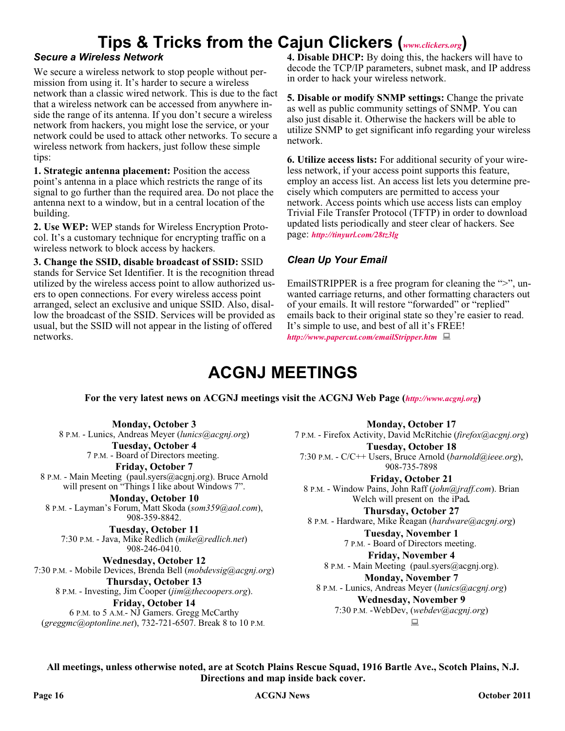# Tips & Tricks from the Cajun Clickers (*www.clickers.org*)

### *Secure a Wireless Network*

We secure a wireless network to stop people without permission from using it. It's harder to secure a wireless network than a classic wired network. This is due to the fact that a wireless network can be accessed from anywhere inside the range of its antenna. If you don't secure a wireless network from hackers, you might lose the service, or your network could be used to attack other networks. To secure a wireless network from hackers, just follow these simple tips:

**1. Strategic antenna placement:** Position the access point's antenna in a place which restricts the range of its signal to go further than the required area. Do not place the antenna next to a window, but in a central location of the building.

**2. Use WEP:** WEP stands for Wireless Encryption Protocol. It's a customary technique for encrypting traffic on a wireless network to block access by hackers.

**3. Change the SSID, disable broadcast of SSID:** SSID stands for Service Set Identifier. It is the recognition thread utilized by the wireless access point to allow authorized users to open connections. For every wireless access point arranged, select an exclusive and unique SSID. Also, disallow the broadcast of the SSID. Services will be provided as usual, but the SSID will not appear in the listing of offered networks.

**4. Disable DHCP:** By doing this, the hackers will have to decode the TCP/IP parameters, subnet mask, and IP address in order to hack your wireless network.

**5. Disable or modify SNMP settings:** Change the private as well as public community settings of SNMP. You can also just disable it. Otherwise the hackers will be able to utilize SNMP to get significant info regarding your wireless network.

**6. Utilize access lists:** For additional security of your wireless network, if your access point supports this feature, employ an access list. An access list lets you determine precisely which computers are permitted to access your network. Access points which use access lists can employ Trivial File Transfer Protocol (TFTP) in order to download updated lists periodically and steer clear of hackers. See page: ***http://tinyurl.com/28tz3lg***

### *Clean Up Your Email*

EmailSTRIPPER is a free program for cleaning the ">", unwanted carriage returns, and other formatting characters out of your emails. It will restore "forwarded" or "replied" emails back to their original state so they're easier to read. It's simple to use, and best of all it's FREE!
***http://www.papercut.com/emailStripper.htm***

# ACGNJ MEETINGS

**For the very latest news on ACGNJ meetings visit the ACGNJ Web Page (*http://www.acgnj.org*)**

**Monday, October 3**
8 P.M. - Lunics, Andreas Meyer (*lunics@acgnj.org*)

**Tuesday, October 4**
7 P.M. - Board of Directors meeting.

**Friday, October 7**
8 P.M. - Main Meeting (paul.syers@acgnj.org). Bruce Arnold will present on "Things I like about Windows 7".

**Monday, October 10**
8 P.M. - Layman's Forum, Matt Skoda (*som359@aol.com*), 908-359-8842.

**Tuesday, October 11**
7:30 P.M. - Java, Mike Redlich (*mike@redlich.net*) 908-246-0410.

**Wednesday, October 12**
7:30 P.M. - Mobile Devices, Brenda Bell (*mobdevsig@acgnj.org*)

**Thursday, October 13**
8 P.M. - Investing, Jim Cooper (*jim@thecoopers.org*).

**Friday, October 14**
6 P.M. to 5 A.M.- NJ Gamers. Gregg McCarthy (*greggmc@optonline.net*), 732-721-6507. Break 8 to 10 P.M.

**Monday, October 17**
7 P.M. - Firefox Activity, David McRitchie (*firefox@acgnj.org*)

**Tuesday, October 18**
7:30 P.M. - C/C++ Users, Bruce Arnold (*barnold@ieee.org*), 908-735-7898

**Friday, October 21**
8 P.M. - Window Pains, John Raff (*john@jraff.com*). Brian Welch will present on the iPad**.**

**Thursday, October 27**
8 P.M. - Hardware, Mike Reagan (*hardware@acgnj.org*)

**Tuesday, November 1**
7 P.M. - Board of Directors meeting.

**Friday, November 4**
8 P.M. - Main Meeting (paul.syers@acgnj.org).

**Monday, November 7**
8 P.M. - Lunics, Andreas Meyer (*lunics@acgnj.org*)

**Wednesday, November 9**
7:30 P.M. -WebDev, (*webdev@acgnj.org*)

**All meetings, unless otherwise noted, are at Scotch Plains Rescue Squad, 1916 Bartle Ave., Scotch Plains, N.J. Directions and map inside back cover.**